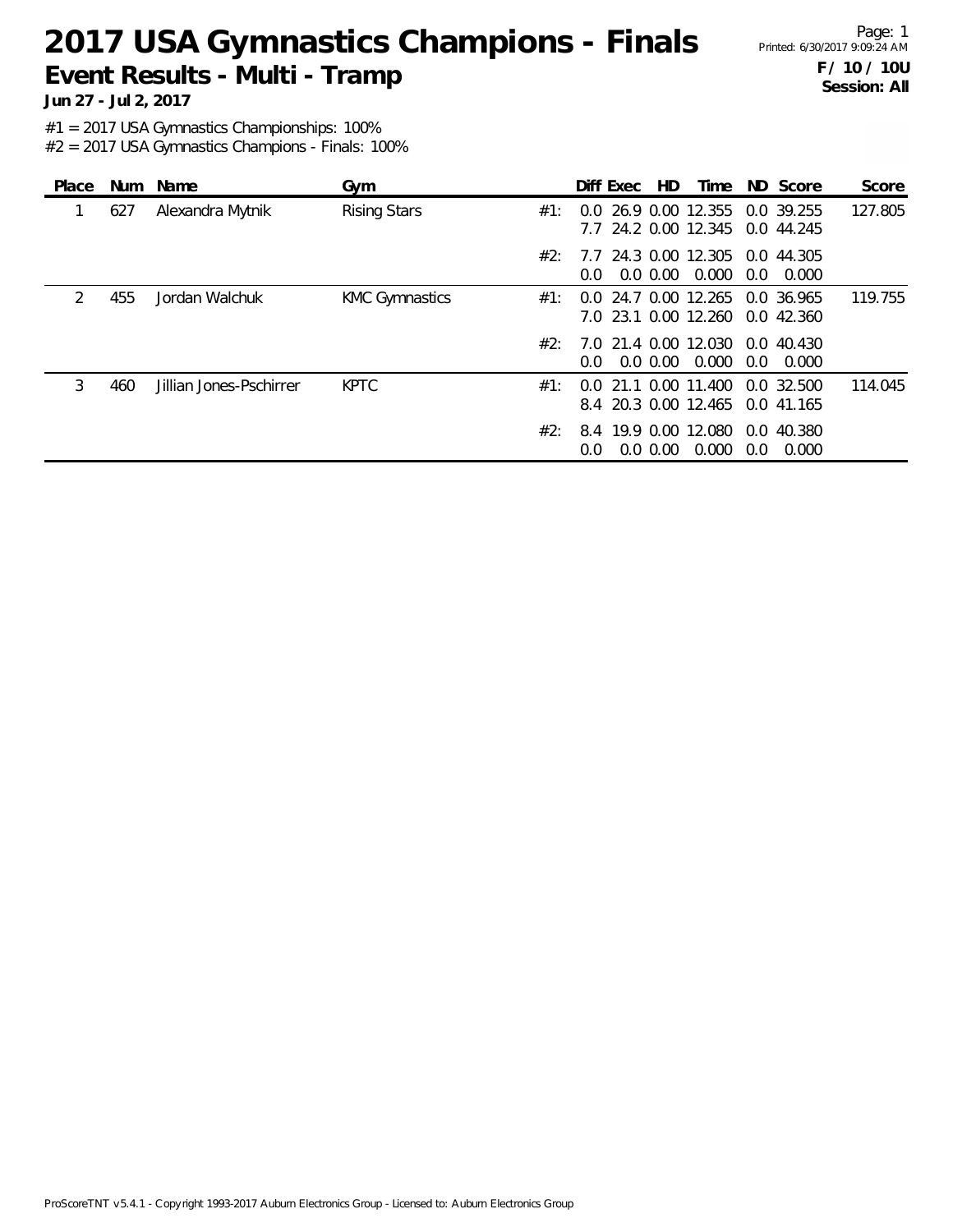# 2017 USA Gymnastics Champions - Finals

## Event Results - Multi - Tramp

**Jun 27 - Jul 2, 2017**

Printed: 6/30/2017 9:09:24 AM

**F / 10 / 10U**
**Session: All**

#1 = 2017 USA Gymnastics Championships: 100%
#2 = 2017 USA Gymnastics Champions - Finals: 100%

| Place | Num | Name | Gym | | Diff | Exec | HD | Time | ND | Score | Score |
|---|---|---|---|---|---|---|---|---|---|---|---|
| 1 | 627 | Alexandra Mytnik | Rising Stars | #1: | 0.0 | 26.9 | 0.00 | 12.355 | 0.0 | 39.255 | 127.805 |
| | | | | | 7.7 | 24.2 | 0.00 | 12.345 | 0.0 | 44.245 | |
| | | | | #2: | 7.7 | 24.3 | 0.00 | 12.305 | 0.0 | 44.305 | |
| | | | | | 0.0 | 0.0 | 0.00 | 0.000 | 0.0 | 0.000 | |
| 2 | 455 | Jordan Walchuk | KMC Gymnastics | #1: | 0.0 | 24.7 | 0.00 | 12.265 | 0.0 | 36.965 | 119.755 |
| | | | | | 7.0 | 23.1 | 0.00 | 12.260 | 0.0 | 42.360 | |
| | | | | #2: | 7.0 | 21.4 | 0.00 | 12.030 | 0.0 | 40.430 | |
| | | | | | 0.0 | 0.0 | 0.00 | 0.000 | 0.0 | 0.000 | |
| 3 | 460 | Jillian Jones-Pschirrer | KPTC | #1: | 0.0 | 21.1 | 0.00 | 11.400 | 0.0 | 32.500 | 114.045 |
| | | | | | 8.4 | 20.3 | 0.00 | 12.465 | 0.0 | 41.165 | |
| | | | | #2: | 8.4 | 19.9 | 0.00 | 12.080 | 0.0 | 40.380 | |
| | | | | | 0.0 | 0.0 | 0.00 | 0.000 | 0.0 | 0.000 | |

ProScoreTNT v5.4.1 - Copyright 1993-2017 Auburn Electronics Group - Licensed to: Auburn Electronics Group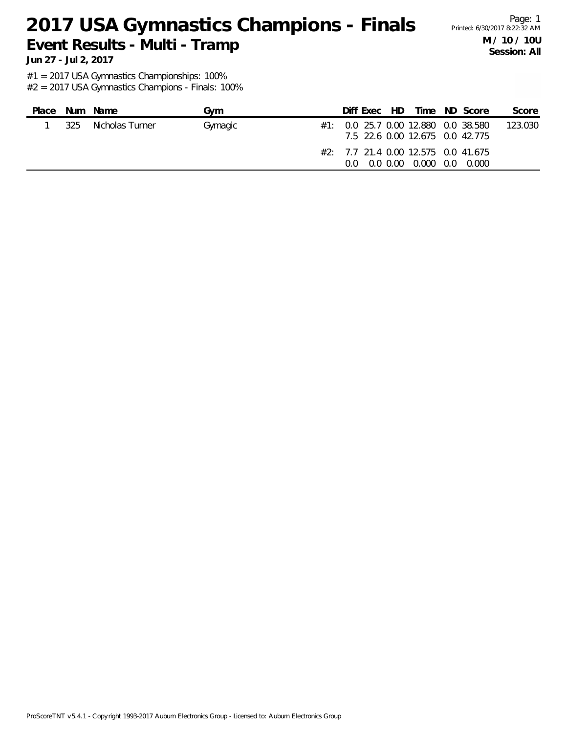# 2017 USA Gymnastics Champions - Finals

## Event Results - Multi - Tramp

**Jun 27 - Jul 2, 2017**

**M / 10 / 10U**
**Session: All**

#1 = 2017 USA Gymnastics Championships: 100%
#2 = 2017 USA Gymnastics Champions - Finals: 100%

| Place | Num | Name | Gym | | Diff | Exec | HD | Time | ND | Score | Score |
|---|---|---|---|---|---|---|---|---|---|---|---|
| 1 | 325 | Nicholas Turner | Gymagic | #1: | 0.0 | 25.7 | 0.00 | 12.880 | 0.0 | 38.580 | 123.030 |
| | | | | | 7.5 | 22.6 | 0.00 | 12.675 | 0.0 | 42.775 | |
| | | | | #2: | 7.7 | 21.4 | 0.00 | 12.575 | 0.0 | 41.675 | |
| | | | | | 0.0 | 0.0 | 0.00 | 0.000 | 0.0 | 0.000 | |

ProScoreTNT v5.4.1 - Copyright 1993-2017 Auburn Electronics Group - Licensed to: Auburn Electronics Group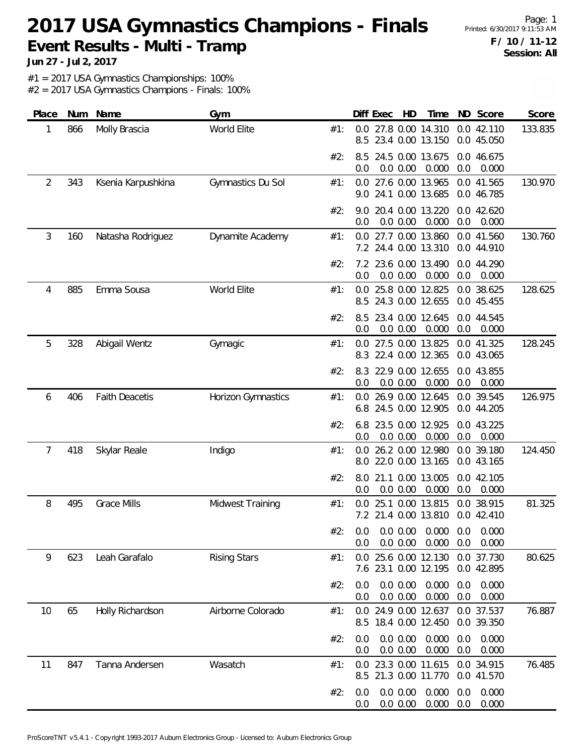# 2017 USA Gymnastics Champions - Finals

**Event Results - Multi - Tramp**

**Jun 27 - Jul 2, 2017**

**F / 10 / 11-12**
**Session: All**

#1 = 2017 USA Gymnastics Championships: 100%
#2 = 2017 USA Gymnastics Champions - Finals: 100%

| Place | Num | Name | Gym | | Diff | Exec | HD | Time | ND | Score | Score |
|---|---|---|---|---|---|---|---|---|---|---|---|
| 1 | 866 | Molly Brascia | World Elite | #1: | 0.0 | 27.8 | 0.00 | 14.310 | 0.0 | 42.110 | 133.835 |
| | | | | | 8.5 | 23.4 | 0.00 | 13.150 | 0.0 | 45.050 | |
| | | | | #2: | 8.5 | 24.5 | 0.00 | 13.675 | 0.0 | 46.675 | |
| | | | | | 0.0 | 0.0 | 0.00 | 0.000 | 0.0 | 0.000 | |
| 2 | 343 | Ksenia Karpushkina | Gymnastics Du Sol | #1: | 0.0 | 27.6 | 0.00 | 13.965 | 0.0 | 41.565 | 130.970 |
| | | | | | 9.0 | 24.1 | 0.00 | 13.685 | 0.0 | 46.785 | |
| | | | | #2: | 9.0 | 20.4 | 0.00 | 13.220 | 0.0 | 42.620 | |
| | | | | | 0.0 | 0.0 | 0.00 | 0.000 | 0.0 | 0.000 | |
| 3 | 160 | Natasha Rodriguez | Dynamite Academy | #1: | 0.0 | 27.7 | 0.00 | 13.860 | 0.0 | 41.560 | 130.760 |
| | | | | | 7.2 | 24.4 | 0.00 | 13.310 | 0.0 | 44.910 | |
| | | | | #2: | 7.2 | 23.6 | 0.00 | 13.490 | 0.0 | 44.290 | |
| | | | | | 0.0 | 0.0 | 0.00 | 0.000 | 0.0 | 0.000 | |
| 4 | 885 | Emma Sousa | World Elite | #1: | 0.0 | 25.8 | 0.00 | 12.825 | 0.0 | 38.625 | 128.625 |
| | | | | | 8.5 | 24.3 | 0.00 | 12.655 | 0.0 | 45.455 | |
| | | | | #2: | 8.5 | 23.4 | 0.00 | 12.645 | 0.0 | 44.545 | |
| | | | | | 0.0 | 0.0 | 0.00 | 0.000 | 0.0 | 0.000 | |
| 5 | 328 | Abigail Wentz | Gymagic | #1: | 0.0 | 27.5 | 0.00 | 13.825 | 0.0 | 41.325 | 128.245 |
| | | | | | 8.3 | 22.4 | 0.00 | 12.365 | 0.0 | 43.065 | |
| | | | | #2: | 8.3 | 22.9 | 0.00 | 12.655 | 0.0 | 43.855 | |
| | | | | | 0.0 | 0.0 | 0.00 | 0.000 | 0.0 | 0.000 | |
| 6 | 406 | Faith Deacetis | Horizon Gymnastics | #1: | 0.0 | 26.9 | 0.00 | 12.645 | 0.0 | 39.545 | 126.975 |
| | | | | | 6.8 | 24.5 | 0.00 | 12.905 | 0.0 | 44.205 | |
| | | | | #2: | 6.8 | 23.5 | 0.00 | 12.925 | 0.0 | 43.225 | |
| | | | | | 0.0 | 0.0 | 0.00 | 0.000 | 0.0 | 0.000 | |
| 7 | 418 | Skylar Reale | Indigo | #1: | 0.0 | 26.2 | 0.00 | 12.980 | 0.0 | 39.180 | 124.450 |
| | | | | | 8.0 | 22.0 | 0.00 | 13.165 | 0.0 | 43.165 | |
| | | | | #2: | 8.0 | 21.1 | 0.00 | 13.005 | 0.0 | 42.105 | |
| | | | | | 0.0 | 0.0 | 0.00 | 0.000 | 0.0 | 0.000 | |
| 8 | 495 | Grace Mills | Midwest Training | #1: | 0.0 | 25.1 | 0.00 | 13.815 | 0.0 | 38.915 | 81.325 |
| | | | | | 7.2 | 21.4 | 0.00 | 13.810 | 0.0 | 42.410 | |
| | | | | #2: | 0.0 | 0.0 | 0.00 | 0.000 | 0.0 | 0.000 | |
| | | | | | 0.0 | 0.0 | 0.00 | 0.000 | 0.0 | 0.000 | |
| 9 | 623 | Leah Garafalo | Rising Stars | #1: | 0.0 | 25.6 | 0.00 | 12.130 | 0.0 | 37.730 | 80.625 |
| | | | | | 7.6 | 23.1 | 0.00 | 12.195 | 0.0 | 42.895 | |
| | | | | #2: | 0.0 | 0.0 | 0.00 | 0.000 | 0.0 | 0.000 | |
| | | | | | 0.0 | 0.0 | 0.00 | 0.000 | 0.0 | 0.000 | |
| 10 | 65 | Holly Richardson | Airborne Colorado | #1: | 0.0 | 24.9 | 0.00 | 12.637 | 0.0 | 37.537 | 76.887 |
| | | | | | 8.5 | 18.4 | 0.00 | 12.450 | 0.0 | 39.350 | |
| | | | | #2: | 0.0 | 0.0 | 0.00 | 0.000 | 0.0 | 0.000 | |
| | | | | | 0.0 | 0.0 | 0.00 | 0.000 | 0.0 | 0.000 | |
| 11 | 847 | Tanna Andersen | Wasatch | #1: | 0.0 | 23.3 | 0.00 | 11.615 | 0.0 | 34.915 | 76.485 |
| | | | | | 8.5 | 21.3 | 0.00 | 11.770 | 0.0 | 41.570 | |
| | | | | #2: | 0.0 | 0.0 | 0.00 | 0.000 | 0.0 | 0.000 | |
| | | | | | 0.0 | 0.0 | 0.00 | 0.000 | 0.0 | 0.000 | |

ProScoreTNT v5.4.1 - Copyright 1993-2017 Auburn Electronics Group - Licensed to: Auburn Electronics Group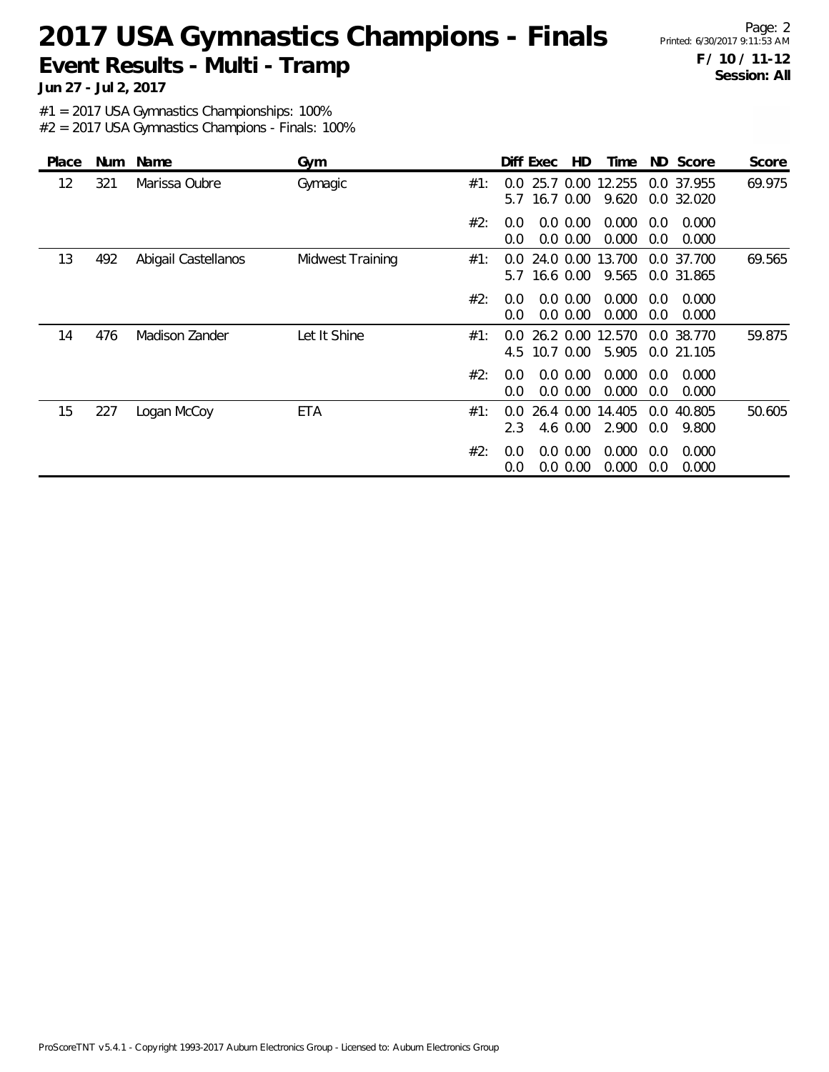# 2017 USA Gymnastics Champions - Finals

**Event Results - Multi - Tramp**

**Jun 27 - Jul 2, 2017**

**F / 10 / 11-12**
**Session: All**

#1 = 2017 USA Gymnastics Championships: 100%
#2 = 2017 USA Gymnastics Champions - Finals: 100%

| Place | Num | Name | Gym | | Diff | Exec | HD | Time | ND | Score | Score |
|---|---|---|---|---|---|---|---|---|---|---|---|
| 12 | 321 | Marissa Oubre | Gymagic | #1: | 0.0 | 25.7 | 0.00 | 12.255 | 0.0 | 37.955 | 69.975 |
| | | | | | 5.7 | 16.7 | 0.00 | 9.620 | 0.0 | 32.020 | |
| | | | | #2: | 0.0 | 0.0 | 0.00 | 0.000 | 0.0 | 0.000 | |
| | | | | | 0.0 | 0.0 | 0.00 | 0.000 | 0.0 | 0.000 | |
| 13 | 492 | Abigail Castellanos | Midwest Training | #1: | 0.0 | 24.0 | 0.00 | 13.700 | 0.0 | 37.700 | 69.565 |
| | | | | | 5.7 | 16.6 | 0.00 | 9.565 | 0.0 | 31.865 | |
| | | | | #2: | 0.0 | 0.0 | 0.00 | 0.000 | 0.0 | 0.000 | |
| | | | | | 0.0 | 0.0 | 0.00 | 0.000 | 0.0 | 0.000 | |
| 14 | 476 | Madison Zander | Let It Shine | #1: | 0.0 | 26.2 | 0.00 | 12.570 | 0.0 | 38.770 | 59.875 |
| | | | | | 4.5 | 10.7 | 0.00 | 5.905 | 0.0 | 21.105 | |
| | | | | #2: | 0.0 | 0.0 | 0.00 | 0.000 | 0.0 | 0.000 | |
| | | | | | 0.0 | 0.0 | 0.00 | 0.000 | 0.0 | 0.000 | |
| 15 | 227 | Logan McCoy | ETA | #1: | 0.0 | 26.4 | 0.00 | 14.405 | 0.0 | 40.805 | 50.605 |
| | | | | | 2.3 | 4.6 | 0.00 | 2.900 | 0.0 | 9.800 | |
| | | | | #2: | 0.0 | 0.0 | 0.00 | 0.000 | 0.0 | 0.000 | |
| | | | | | 0.0 | 0.0 | 0.00 | 0.000 | 0.0 | 0.000 | |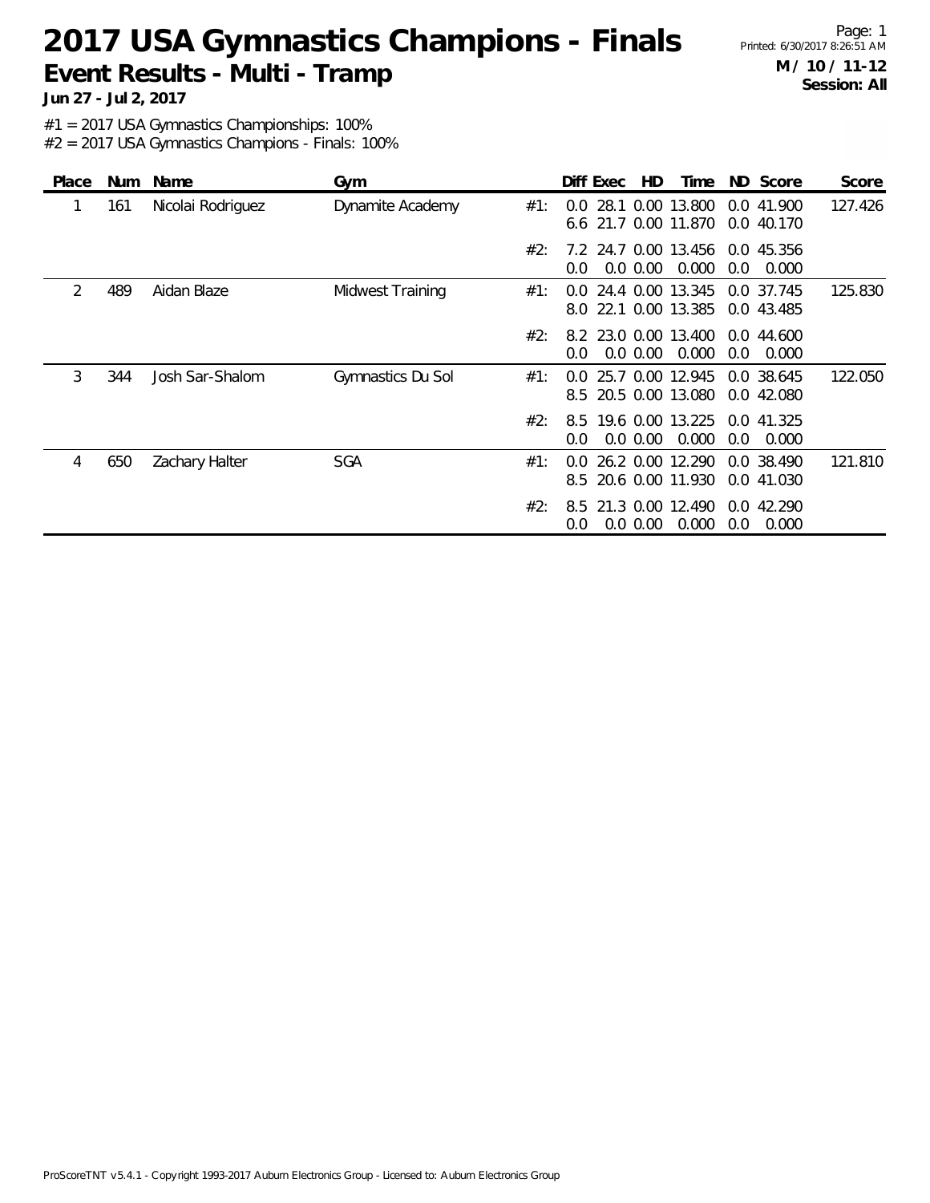# 2017 USA Gymnastics Champions - Finals

## Event Results - Multi - Tramp

**Jun 27 - Jul 2, 2017**

**M / 10 / 11-12**
**Session: All**

#1 = 2017 USA Gymnastics Championships: 100%
#2 = 2017 USA Gymnastics Champions - Finals: 100%

| Place | Num | Name | Gym | | Diff | Exec | HD | Time | ND | Score | Score |
|---|---|---|---|---|---|---|---|---|---|---|---|
| 1 | 161 | Nicolai Rodriguez | Dynamite Academy | #1: | 0.0 | 28.1 | 0.00 | 13.800 | 0.0 | 41.900 | 127.426 |
| | | | | | 6.6 | 21.7 | 0.00 | 11.870 | 0.0 | 40.170 | |
| | | | | #2: | 7.2 | 24.7 | 0.00 | 13.456 | 0.0 | 45.356 | |
| | | | | | 0.0 | 0.0 | 0.00 | 0.000 | 0.0 | 0.000 | |
| 2 | 489 | Aidan Blaze | Midwest Training | #1: | 0.0 | 24.4 | 0.00 | 13.345 | 0.0 | 37.745 | 125.830 |
| | | | | | 8.0 | 22.1 | 0.00 | 13.385 | 0.0 | 43.485 | |
| | | | | #2: | 8.2 | 23.0 | 0.00 | 13.400 | 0.0 | 44.600 | |
| | | | | | 0.0 | 0.0 | 0.00 | 0.000 | 0.0 | 0.000 | |
| 3 | 344 | Josh Sar-Shalom | Gymnastics Du Sol | #1: | 0.0 | 25.7 | 0.00 | 12.945 | 0.0 | 38.645 | 122.050 |
| | | | | | 8.5 | 20.5 | 0.00 | 13.080 | 0.0 | 42.080 | |
| | | | | #2: | 8.5 | 19.6 | 0.00 | 13.225 | 0.0 | 41.325 | |
| | | | | | 0.0 | 0.0 | 0.00 | 0.000 | 0.0 | 0.000 | |
| 4 | 650 | Zachary Halter | SGA | #1: | 0.0 | 26.2 | 0.00 | 12.290 | 0.0 | 38.490 | 121.810 |
| | | | | | 8.5 | 20.6 | 0.00 | 11.930 | 0.0 | 41.030 | |
| | | | | #2: | 8.5 | 21.3 | 0.00 | 12.490 | 0.0 | 42.290 | |
| | | | | | 0.0 | 0.0 | 0.00 | 0.000 | 0.0 | 0.000 | |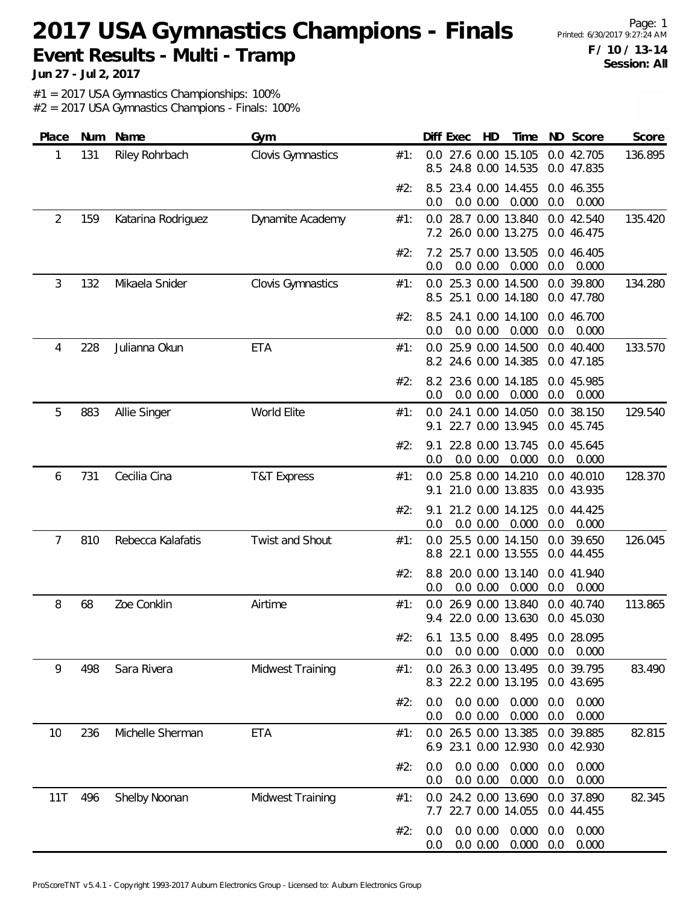# 2017 USA Gymnastics Champions - Finals

## Event Results - Multi - Tramp

**Jun 27 - Jul 2, 2017**

**F / 10 / 13-14**
**Session: All**

#1 = 2017 USA Gymnastics Championships: 100%
#2 = 2017 USA Gymnastics Champions - Finals: 100%

| Place | Num | Name | Gym | | Diff | Exec | HD | Time | ND | Score | Score |
|---|---|---|---|---|---|---|---|---|---|---|---|
| 1 | 131 | Riley Rohrbach | Clovis Gymnastics | #1: | 0.0 | 27.6 | 0.00 | 15.105 | 0.0 | 42.705 | 136.895 |
| | | | | | 8.5 | 24.8 | 0.00 | 14.535 | 0.0 | 47.835 | |
| | | | | #2: | 8.5 | 23.4 | 0.00 | 14.455 | 0.0 | 46.355 | |
| | | | | | 0.0 | 0.0 | 0.00 | 0.000 | 0.0 | 0.000 | |
| 2 | 159 | Katarina Rodriguez | Dynamite Academy | #1: | 0.0 | 28.7 | 0.00 | 13.840 | 0.0 | 42.540 | 135.420 |
| | | | | | 7.2 | 26.0 | 0.00 | 13.275 | 0.0 | 46.475 | |
| | | | | #2: | 7.2 | 25.7 | 0.00 | 13.505 | 0.0 | 46.405 | |
| | | | | | 0.0 | 0.0 | 0.00 | 0.000 | 0.0 | 0.000 | |
| 3 | 132 | Mikaela Snider | Clovis Gymnastics | #1: | 0.0 | 25.3 | 0.00 | 14.500 | 0.0 | 39.800 | 134.280 |
| | | | | | 8.5 | 25.1 | 0.00 | 14.180 | 0.0 | 47.780 | |
| | | | | #2: | 8.5 | 24.1 | 0.00 | 14.100 | 0.0 | 46.700 | |
| | | | | | 0.0 | 0.0 | 0.00 | 0.000 | 0.0 | 0.000 | |
| 4 | 228 | Julianna Okun | ETA | #1: | 0.0 | 25.9 | 0.00 | 14.500 | 0.0 | 40.400 | 133.570 |
| | | | | | 8.2 | 24.6 | 0.00 | 14.385 | 0.0 | 47.185 | |
| | | | | #2: | 8.2 | 23.6 | 0.00 | 14.185 | 0.0 | 45.985 | |
| | | | | | 0.0 | 0.0 | 0.00 | 0.000 | 0.0 | 0.000 | |
| 5 | 883 | Allie Singer | World Elite | #1: | 0.0 | 24.1 | 0.00 | 14.050 | 0.0 | 38.150 | 129.540 |
| | | | | | 9.1 | 22.7 | 0.00 | 13.945 | 0.0 | 45.745 | |
| | | | | #2: | 9.1 | 22.8 | 0.00 | 13.745 | 0.0 | 45.645 | |
| | | | | | 0.0 | 0.0 | 0.00 | 0.000 | 0.0 | 0.000 | |
| 6 | 731 | Cecilia Cina | T&T Express | #1: | 0.0 | 25.8 | 0.00 | 14.210 | 0.0 | 40.010 | 128.370 |
| | | | | | 9.1 | 21.0 | 0.00 | 13.835 | 0.0 | 43.935 | |
| | | | | #2: | 9.1 | 21.2 | 0.00 | 14.125 | 0.0 | 44.425 | |
| | | | | | 0.0 | 0.0 | 0.00 | 0.000 | 0.0 | 0.000 | |
| 7 | 810 | Rebecca Kalafatis | Twist and Shout | #1: | 0.0 | 25.5 | 0.00 | 14.150 | 0.0 | 39.650 | 126.045 |
| | | | | | 8.8 | 22.1 | 0.00 | 13.555 | 0.0 | 44.455 | |
| | | | | #2: | 8.8 | 20.0 | 0.00 | 13.140 | 0.0 | 41.940 | |
| | | | | | 0.0 | 0.0 | 0.00 | 0.000 | 0.0 | 0.000 | |
| 8 | 68 | Zoe Conklin | Airtime | #1: | 0.0 | 26.9 | 0.00 | 13.840 | 0.0 | 40.740 | 113.865 |
| | | | | | 9.4 | 22.0 | 0.00 | 13.630 | 0.0 | 45.030 | |
| | | | | #2: | 6.1 | 13.5 | 0.00 | 8.495 | 0.0 | 28.095 | |
| | | | | | 0.0 | 0.0 | 0.00 | 0.000 | 0.0 | 0.000 | |
| 9 | 498 | Sara Rivera | Midwest Training | #1: | 0.0 | 26.3 | 0.00 | 13.495 | 0.0 | 39.795 | 83.490 |
| | | | | | 8.3 | 22.2 | 0.00 | 13.195 | 0.0 | 43.695 | |
| | | | | #2: | 0.0 | 0.0 | 0.00 | 0.000 | 0.0 | 0.000 | |
| | | | | | 0.0 | 0.0 | 0.00 | 0.000 | 0.0 | 0.000 | |
| 10 | 236 | Michelle Sherman | ETA | #1: | 0.0 | 26.5 | 0.00 | 13.385 | 0.0 | 39.885 | 82.815 |
| | | | | | 6.9 | 23.1 | 0.00 | 12.930 | 0.0 | 42.930 | |
| | | | | #2: | 0.0 | 0.0 | 0.00 | 0.000 | 0.0 | 0.000 | |
| | | | | | 0.0 | 0.0 | 0.00 | 0.000 | 0.0 | 0.000 | |
| 11T | 496 | Shelby Noonan | Midwest Training | #1: | 0.0 | 24.2 | 0.00 | 13.690 | 0.0 | 37.890 | 82.345 |
| | | | | | 7.7 | 22.7 | 0.00 | 14.055 | 0.0 | 44.455 | |
| | | | | #2: | 0.0 | 0.0 | 0.00 | 0.000 | 0.0 | 0.000 | |
| | | | | | 0.0 | 0.0 | 0.00 | 0.000 | 0.0 | 0.000 | |

ProScoreTNT v5.4.1 - Copyright 1993-2017 Auburn Electronics Group - Licensed to: Auburn Electronics Group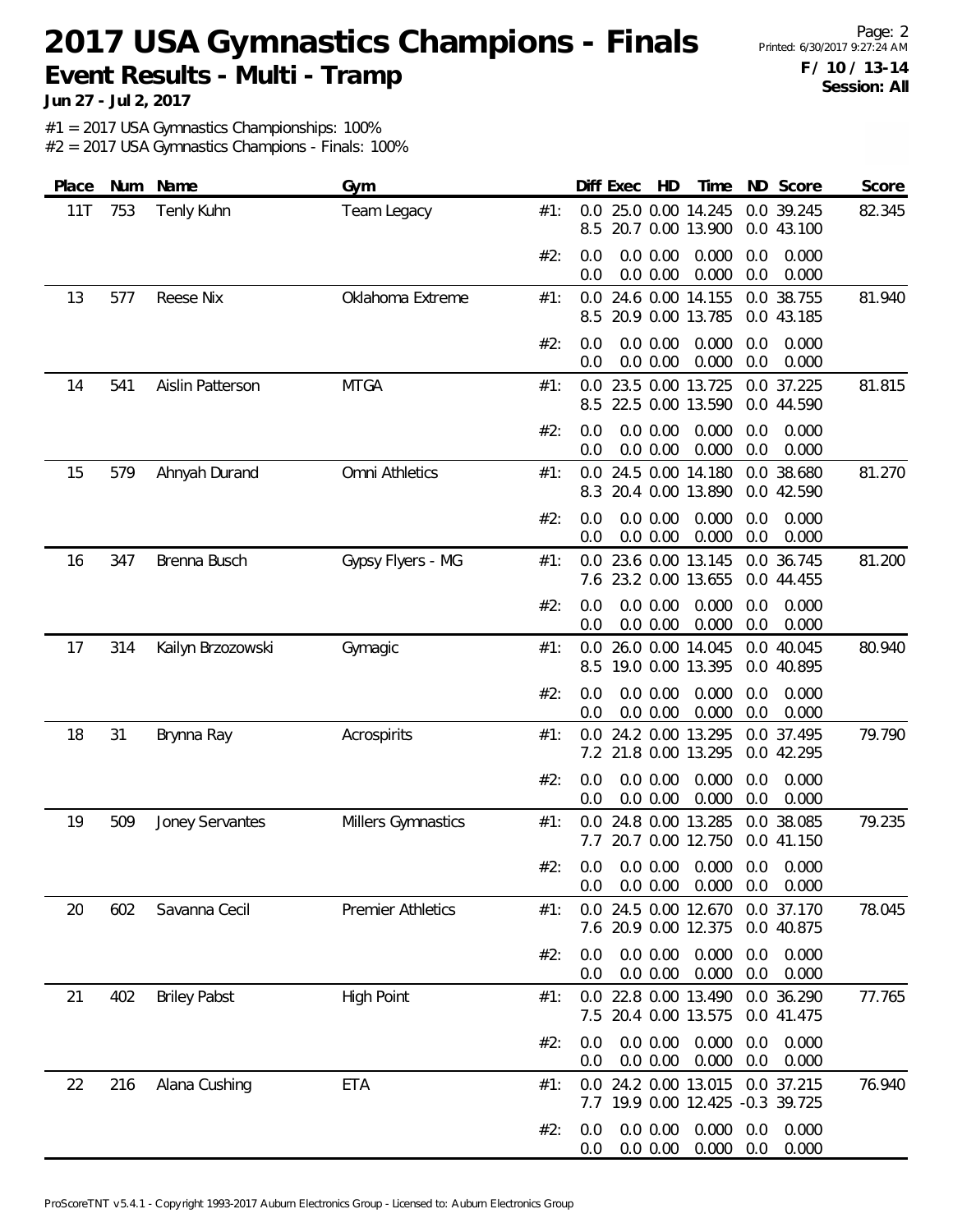# 2017 USA Gymnastics Champions - Finals

## Event Results - Multi - Tramp

**Jun 27 - Jul 2, 2017**

**F / 10 / 13-14**
**Session: All**

#1 = 2017 USA Gymnastics Championships: 100%
#2 = 2017 USA Gymnastics Champions - Finals: 100%

| Place | Num | Name | Gym | | Diff | Exec | HD | Time | ND | Score | Score |
|---|---|---|---|---|---|---|---|---|---|---|---|
| 11T | 753 | Tenly Kuhn | Team Legacy | #1: | 0.0 | 25.0 | 0.00 | 14.245 | 0.0 | 39.245 | 82.345 |
| | | | | | 8.5 | 20.7 | 0.00 | 13.900 | 0.0 | 43.100 | |
| | | | | #2: | 0.0 | 0.0 | 0.00 | 0.000 | 0.0 | 0.000 | |
| | | | | | 0.0 | 0.0 | 0.00 | 0.000 | 0.0 | 0.000 | |
| 13 | 577 | Reese Nix | Oklahoma Extreme | #1: | 0.0 | 24.6 | 0.00 | 14.155 | 0.0 | 38.755 | 81.940 |
| | | | | | 8.5 | 20.9 | 0.00 | 13.785 | 0.0 | 43.185 | |
| | | | | #2: | 0.0 | 0.0 | 0.00 | 0.000 | 0.0 | 0.000 | |
| | | | | | 0.0 | 0.0 | 0.00 | 0.000 | 0.0 | 0.000 | |
| 14 | 541 | Aislin Patterson | MTGA | #1: | 0.0 | 23.5 | 0.00 | 13.725 | 0.0 | 37.225 | 81.815 |
| | | | | | 8.5 | 22.5 | 0.00 | 13.590 | 0.0 | 44.590 | |
| | | | | #2: | 0.0 | 0.0 | 0.00 | 0.000 | 0.0 | 0.000 | |
| | | | | | 0.0 | 0.0 | 0.00 | 0.000 | 0.0 | 0.000 | |
| 15 | 579 | Ahnyah Durand | Omni Athletics | #1: | 0.0 | 24.5 | 0.00 | 14.180 | 0.0 | 38.680 | 81.270 |
| | | | | | 8.3 | 20.4 | 0.00 | 13.890 | 0.0 | 42.590 | |
| | | | | #2: | 0.0 | 0.0 | 0.00 | 0.000 | 0.0 | 0.000 | |
| | | | | | 0.0 | 0.0 | 0.00 | 0.000 | 0.0 | 0.000 | |
| 16 | 347 | Brenna Busch | Gypsy Flyers - MG | #1: | 0.0 | 23.6 | 0.00 | 13.145 | 0.0 | 36.745 | 81.200 |
| | | | | | 7.6 | 23.2 | 0.00 | 13.655 | 0.0 | 44.455 | |
| | | | | #2: | 0.0 | 0.0 | 0.00 | 0.000 | 0.0 | 0.000 | |
| | | | | | 0.0 | 0.0 | 0.00 | 0.000 | 0.0 | 0.000 | |
| 17 | 314 | Kailyn Brzozowski | Gymagic | #1: | 0.0 | 26.0 | 0.00 | 14.045 | 0.0 | 40.045 | 80.940 |
| | | | | | 8.5 | 19.0 | 0.00 | 13.395 | 0.0 | 40.895 | |
| | | | | #2: | 0.0 | 0.0 | 0.00 | 0.000 | 0.0 | 0.000 | |
| | | | | | 0.0 | 0.0 | 0.00 | 0.000 | 0.0 | 0.000 | |
| 18 | 31 | Brynna Ray | Acrospirits | #1: | 0.0 | 24.2 | 0.00 | 13.295 | 0.0 | 37.495 | 79.790 |
| | | | | | 7.2 | 21.8 | 0.00 | 13.295 | 0.0 | 42.295 | |
| | | | | #2: | 0.0 | 0.0 | 0.00 | 0.000 | 0.0 | 0.000 | |
| | | | | | 0.0 | 0.0 | 0.00 | 0.000 | 0.0 | 0.000 | |
| 19 | 509 | Joney Servantes | Millers Gymnastics | #1: | 0.0 | 24.8 | 0.00 | 13.285 | 0.0 | 38.085 | 79.235 |
| | | | | | 7.7 | 20.7 | 0.00 | 12.750 | 0.0 | 41.150 | |
| | | | | #2: | 0.0 | 0.0 | 0.00 | 0.000 | 0.0 | 0.000 | |
| | | | | | 0.0 | 0.0 | 0.00 | 0.000 | 0.0 | 0.000 | |
| 20 | 602 | Savanna Cecil | Premier Athletics | #1: | 0.0 | 24.5 | 0.00 | 12.670 | 0.0 | 37.170 | 78.045 |
| | | | | | 7.6 | 20.9 | 0.00 | 12.375 | 0.0 | 40.875 | |
| | | | | #2: | 0.0 | 0.0 | 0.00 | 0.000 | 0.0 | 0.000 | |
| | | | | | 0.0 | 0.0 | 0.00 | 0.000 | 0.0 | 0.000 | |
| 21 | 402 | Briley Pabst | High Point | #1: | 0.0 | 22.8 | 0.00 | 13.490 | 0.0 | 36.290 | 77.765 |
| | | | | | 7.5 | 20.4 | 0.00 | 13.575 | 0.0 | 41.475 | |
| | | | | #2: | 0.0 | 0.0 | 0.00 | 0.000 | 0.0 | 0.000 | |
| | | | | | 0.0 | 0.0 | 0.00 | 0.000 | 0.0 | 0.000 | |
| 22 | 216 | Alana Cushing | ETA | #1: | 0.0 | 24.2 | 0.00 | 13.015 | 0.0 | 37.215 | 76.940 |
| | | | | | 7.7 | 19.9 | 0.00 | 12.425 | -0.3 | 39.725 | |
| | | | | #2: | 0.0 | 0.0 | 0.00 | 0.000 | 0.0 | 0.000 | |
| | | | | | 0.0 | 0.0 | 0.00 | 0.000 | 0.0 | 0.000 | |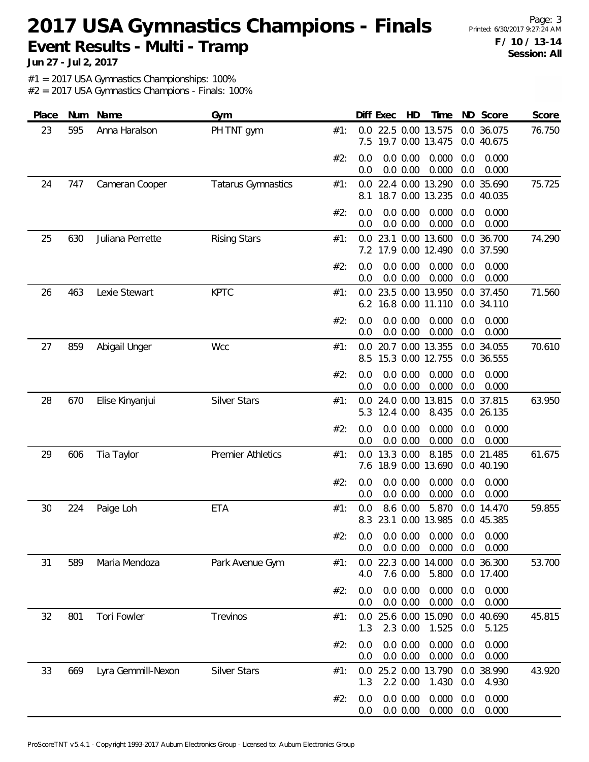# 2017 USA Gymnastics Champions - Finals

## Event Results - Multi - Tramp

**Jun 27 - Jul 2, 2017**

**F / 10 / 13-14**
**Session: All**

#1 = 2017 USA Gymnastics Championships: 100%
#2 = 2017 USA Gymnastics Champions - Finals: 100%

| Place | Num | Name | Gym | | Diff | Exec | HD | Time | ND | Score | Score |
|---|---|---|---|---|---|---|---|---|---|---|---|
| 23 | 595 | Anna Haralson | PH TNT gym | #1: | 0.0 | 22.5 | 0.00 | 13.575 | 0.0 | 36.075 | 76.750 |
| | | | | | 7.5 | 19.7 | 0.00 | 13.475 | 0.0 | 40.675 | |
| | | | | #2: | 0.0 | 0.0 | 0.00 | 0.000 | 0.0 | 0.000 | |
| | | | | | 0.0 | 0.0 | 0.00 | 0.000 | 0.0 | 0.000 | |
| 24 | 747 | Cameran Cooper | Tatarus Gymnastics | #1: | 0.0 | 22.4 | 0.00 | 13.290 | 0.0 | 35.690 | 75.725 |
| | | | | | 8.1 | 18.7 | 0.00 | 13.235 | 0.0 | 40.035 | |
| | | | | #2: | 0.0 | 0.0 | 0.00 | 0.000 | 0.0 | 0.000 | |
| | | | | | 0.0 | 0.0 | 0.00 | 0.000 | 0.0 | 0.000 | |
| 25 | 630 | Juliana Perrette | Rising Stars | #1: | 0.0 | 23.1 | 0.00 | 13.600 | 0.0 | 36.700 | 74.290 |
| | | | | | 7.2 | 17.9 | 0.00 | 12.490 | 0.0 | 37.590 | |
| | | | | #2: | 0.0 | 0.0 | 0.00 | 0.000 | 0.0 | 0.000 | |
| | | | | | 0.0 | 0.0 | 0.00 | 0.000 | 0.0 | 0.000 | |
| 26 | 463 | Lexie Stewart | KPTC | #1: | 0.0 | 23.5 | 0.00 | 13.950 | 0.0 | 37.450 | 71.560 |
| | | | | | 6.2 | 16.8 | 0.00 | 11.110 | 0.0 | 34.110 | |
| | | | | #2: | 0.0 | 0.0 | 0.00 | 0.000 | 0.0 | 0.000 | |
| | | | | | 0.0 | 0.0 | 0.00 | 0.000 | 0.0 | 0.000 | |
| 27 | 859 | Abigail Unger | Wcc | #1: | 0.0 | 20.7 | 0.00 | 13.355 | 0.0 | 34.055 | 70.610 |
| | | | | | 8.5 | 15.3 | 0.00 | 12.755 | 0.0 | 36.555 | |
| | | | | #2: | 0.0 | 0.0 | 0.00 | 0.000 | 0.0 | 0.000 | |
| | | | | | 0.0 | 0.0 | 0.00 | 0.000 | 0.0 | 0.000 | |
| 28 | 670 | Elise Kinyanjui | Silver Stars | #1: | 0.0 | 24.0 | 0.00 | 13.815 | 0.0 | 37.815 | 63.950 |
| | | | | | 5.3 | 12.4 | 0.00 | 8.435 | 0.0 | 26.135 | |
| | | | | #2: | 0.0 | 0.0 | 0.00 | 0.000 | 0.0 | 0.000 | |
| | | | | | 0.0 | 0.0 | 0.00 | 0.000 | 0.0 | 0.000 | |
| 29 | 606 | Tia Taylor | Premier Athletics | #1: | 0.0 | 13.3 | 0.00 | 8.185 | 0.0 | 21.485 | 61.675 |
| | | | | | 7.6 | 18.9 | 0.00 | 13.690 | 0.0 | 40.190 | |
| | | | | #2: | 0.0 | 0.0 | 0.00 | 0.000 | 0.0 | 0.000 | |
| | | | | | 0.0 | 0.0 | 0.00 | 0.000 | 0.0 | 0.000 | |
| 30 | 224 | Paige Loh | ETA | #1: | 0.0 | 8.6 | 0.00 | 5.870 | 0.0 | 14.470 | 59.855 |
| | | | | | 8.3 | 23.1 | 0.00 | 13.985 | 0.0 | 45.385 | |
| | | | | #2: | 0.0 | 0.0 | 0.00 | 0.000 | 0.0 | 0.000 | |
| | | | | | 0.0 | 0.0 | 0.00 | 0.000 | 0.0 | 0.000 | |
| 31 | 589 | Maria Mendoza | Park Avenue Gym | #1: | 0.0 | 22.3 | 0.00 | 14.000 | 0.0 | 36.300 | 53.700 |
| | | | | | 4.0 | 7.6 | 0.00 | 5.800 | 0.0 | 17.400 | |
| | | | | #2: | 0.0 | 0.0 | 0.00 | 0.000 | 0.0 | 0.000 | |
| | | | | | 0.0 | 0.0 | 0.00 | 0.000 | 0.0 | 0.000 | |
| 32 | 801 | Tori Fowler | Trevinos | #1: | 0.0 | 25.6 | 0.00 | 15.090 | 0.0 | 40.690 | 45.815 |
| | | | | | 1.3 | 2.3 | 0.00 | 1.525 | 0.0 | 5.125 | |
| | | | | #2: | 0.0 | 0.0 | 0.00 | 0.000 | 0.0 | 0.000 | |
| | | | | | 0.0 | 0.0 | 0.00 | 0.000 | 0.0 | 0.000 | |
| 33 | 669 | Lyra Gemmill-Nexon | Silver Stars | #1: | 0.0 | 25.2 | 0.00 | 13.790 | 0.0 | 38.990 | 43.920 |
| | | | | | 1.3 | 2.2 | 0.00 | 1.430 | 0.0 | 4.930 | |
| | | | | #2: | 0.0 | 0.0 | 0.00 | 0.000 | 0.0 | 0.000 | |
| | | | | | 0.0 | 0.0 | 0.00 | 0.000 | 0.0 | 0.000 | |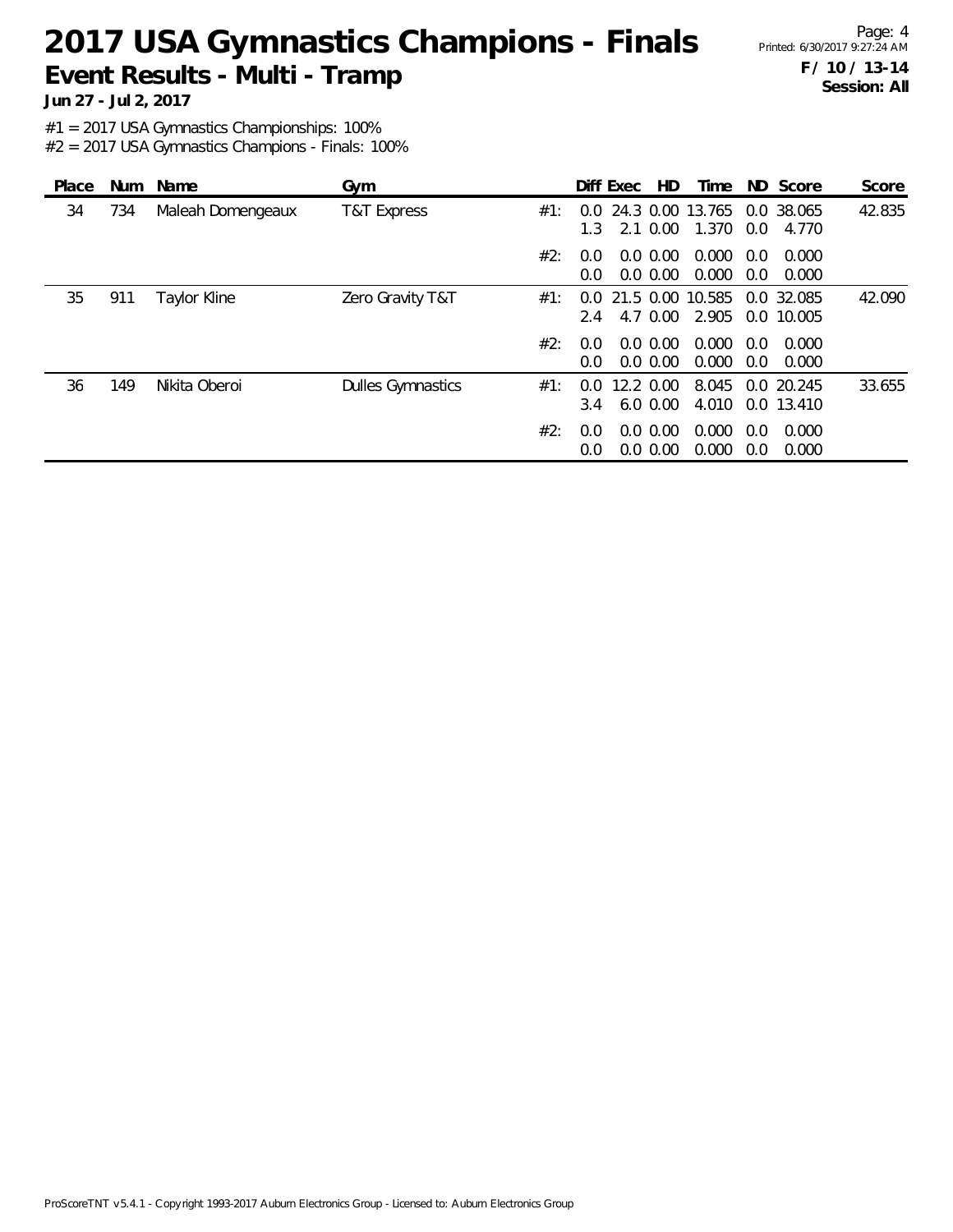# 2017 USA Gymnastics Champions - Finals

## Event Results - Multi - Tramp

**Jun 27 - Jul 2, 2017**

**F / 10 / 13-14**
**Session: All**

#1 = 2017 USA Gymnastics Championships: 100%
#2 = 2017 USA Gymnastics Champions - Finals: 100%

| Place | Num | Name | Gym | | Diff | Exec | HD | Time | ND | Score | Score |
|---|---|---|---|---|---|---|---|---|---|---|---|
| 34 | 734 | Maleah Domengeaux | T&T Express | #1: | 0.0 | 24.3 | 0.00 | 13.765 | 0.0 | 38.065 | 42.835 |
| | | | | | 1.3 | 2.1 | 0.00 | 1.370 | 0.0 | 4.770 | |
| | | | | #2: | 0.0 | 0.0 | 0.00 | 0.000 | 0.0 | 0.000 | |
| | | | | | 0.0 | 0.0 | 0.00 | 0.000 | 0.0 | 0.000 | |
| 35 | 911 | Taylor Kline | Zero Gravity T&T | #1: | 0.0 | 21.5 | 0.00 | 10.585 | 0.0 | 32.085 | 42.090 |
| | | | | | 2.4 | 4.7 | 0.00 | 2.905 | 0.0 | 10.005 | |
| | | | | #2: | 0.0 | 0.0 | 0.00 | 0.000 | 0.0 | 0.000 | |
| | | | | | 0.0 | 0.0 | 0.00 | 0.000 | 0.0 | 0.000 | |
| 36 | 149 | Nikita Oberoi | Dulles Gymnastics | #1: | 0.0 | 12.2 | 0.00 | 8.045 | 0.0 | 20.245 | 33.655 |
| | | | | | 3.4 | 6.0 | 0.00 | 4.010 | 0.0 | 13.410 | |
| | | | | #2: | 0.0 | 0.0 | 0.00 | 0.000 | 0.0 | 0.000 | |
| | | | | | 0.0 | 0.0 | 0.00 | 0.000 | 0.0 | 0.000 | |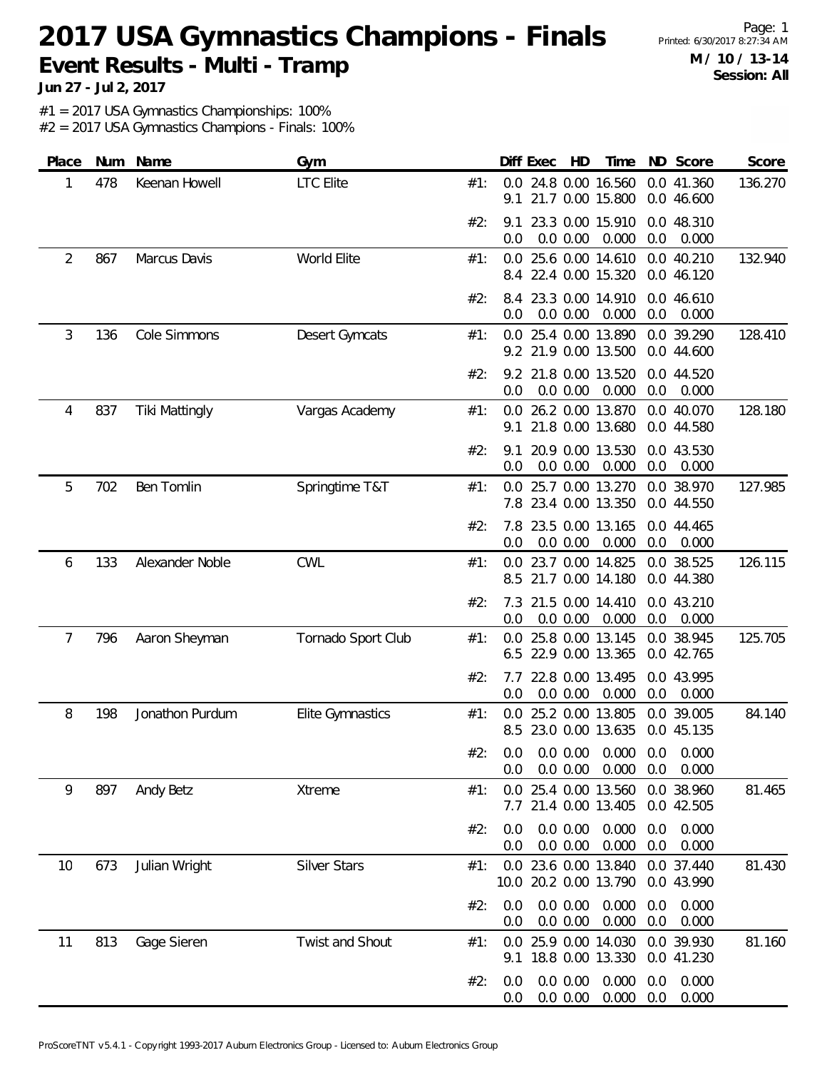# 2017 USA Gymnastics Champions - Finals

**Event Results - Multi - Tramp**

**Jun 27 - Jul 2, 2017**

**M / 10 / 13-14**
**Session: All**

#1 = 2017 USA Gymnastics Championships: 100%
#2 = 2017 USA Gymnastics Champions - Finals: 100%

| Place | Num | Name | Gym | | Diff | Exec | HD | Time | ND | Score | Score |
|---|---|---|---|---|---|---|---|---|---|---|---|
| 1 | 478 | Keenan Howell | LTC Elite | #1: | 0.0 | 24.8 | 0.00 | 16.560 | 0.0 | 41.360 | 136.270 |
| | | | | | 9.1 | 21.7 | 0.00 | 15.800 | 0.0 | 46.600 | |
| | | | | #2: | 9.1 | 23.3 | 0.00 | 15.910 | 0.0 | 48.310 | |
| | | | | | 0.0 | 0.0 | 0.00 | 0.000 | 0.0 | 0.000 | |
| 2 | 867 | Marcus Davis | World Elite | #1: | 0.0 | 25.6 | 0.00 | 14.610 | 0.0 | 40.210 | 132.940 |
| | | | | | 8.4 | 22.4 | 0.00 | 15.320 | 0.0 | 46.120 | |
| | | | | #2: | 8.4 | 23.3 | 0.00 | 14.910 | 0.0 | 46.610 | |
| | | | | | 0.0 | 0.0 | 0.00 | 0.000 | 0.0 | 0.000 | |
| 3 | 136 | Cole Simmons | Desert Gymcats | #1: | 0.0 | 25.4 | 0.00 | 13.890 | 0.0 | 39.290 | 128.410 |
| | | | | | 9.2 | 21.9 | 0.00 | 13.500 | 0.0 | 44.600 | |
| | | | | #2: | 9.2 | 21.8 | 0.00 | 13.520 | 0.0 | 44.520 | |
| | | | | | 0.0 | 0.0 | 0.00 | 0.000 | 0.0 | 0.000 | |
| 4 | 837 | Tiki Mattingly | Vargas Academy | #1: | 0.0 | 26.2 | 0.00 | 13.870 | 0.0 | 40.070 | 128.180 |
| | | | | | 9.1 | 21.8 | 0.00 | 13.680 | 0.0 | 44.580 | |
| | | | | #2: | 9.1 | 20.9 | 0.00 | 13.530 | 0.0 | 43.530 | |
| | | | | | 0.0 | 0.0 | 0.00 | 0.000 | 0.0 | 0.000 | |
| 5 | 702 | Ben Tomlin | Springtime T&T | #1: | 0.0 | 25.7 | 0.00 | 13.270 | 0.0 | 38.970 | 127.985 |
| | | | | | 7.8 | 23.4 | 0.00 | 13.350 | 0.0 | 44.550 | |
| | | | | #2: | 7.8 | 23.5 | 0.00 | 13.165 | 0.0 | 44.465 | |
| | | | | | 0.0 | 0.0 | 0.00 | 0.000 | 0.0 | 0.000 | |
| 6 | 133 | Alexander Noble | CWL | #1: | 0.0 | 23.7 | 0.00 | 14.825 | 0.0 | 38.525 | 126.115 |
| | | | | | 8.5 | 21.7 | 0.00 | 14.180 | 0.0 | 44.380 | |
| | | | | #2: | 7.3 | 21.5 | 0.00 | 14.410 | 0.0 | 43.210 | |
| | | | | | 0.0 | 0.0 | 0.00 | 0.000 | 0.0 | 0.000 | |
| 7 | 796 | Aaron Sheyman | Tornado Sport Club | #1: | 0.0 | 25.8 | 0.00 | 13.145 | 0.0 | 38.945 | 125.705 |
| | | | | | 6.5 | 22.9 | 0.00 | 13.365 | 0.0 | 42.765 | |
| | | | | #2: | 7.7 | 22.8 | 0.00 | 13.495 | 0.0 | 43.995 | |
| | | | | | 0.0 | 0.0 | 0.00 | 0.000 | 0.0 | 0.000 | |
| 8 | 198 | Jonathon Purdum | Elite Gymnastics | #1: | 0.0 | 25.2 | 0.00 | 13.805 | 0.0 | 39.005 | 84.140 |
| | | | | | 8.5 | 23.0 | 0.00 | 13.635 | 0.0 | 45.135 | |
| | | | | #2: | 0.0 | 0.0 | 0.00 | 0.000 | 0.0 | 0.000 | |
| | | | | | 0.0 | 0.0 | 0.00 | 0.000 | 0.0 | 0.000 | |
| 9 | 897 | Andy Betz | Xtreme | #1: | 0.0 | 25.4 | 0.00 | 13.560 | 0.0 | 38.960 | 81.465 |
| | | | | | 7.7 | 21.4 | 0.00 | 13.405 | 0.0 | 42.505 | |
| | | | | #2: | 0.0 | 0.0 | 0.00 | 0.000 | 0.0 | 0.000 | |
| | | | | | 0.0 | 0.0 | 0.00 | 0.000 | 0.0 | 0.000 | |
| 10 | 673 | Julian Wright | Silver Stars | #1: | 0.0 | 23.6 | 0.00 | 13.840 | 0.0 | 37.440 | 81.430 |
| | | | | | 10.0 | 20.2 | 0.00 | 13.790 | 0.0 | 43.990 | |
| | | | | #2: | 0.0 | 0.0 | 0.00 | 0.000 | 0.0 | 0.000 | |
| | | | | | 0.0 | 0.0 | 0.00 | 0.000 | 0.0 | 0.000 | |
| 11 | 813 | Gage Sieren | Twist and Shout | #1: | 0.0 | 25.9 | 0.00 | 14.030 | 0.0 | 39.930 | 81.160 |
| | | | | | 9.1 | 18.8 | 0.00 | 13.330 | 0.0 | 41.230 | |
| | | | | #2: | 0.0 | 0.0 | 0.00 | 0.000 | 0.0 | 0.000 | |
| | | | | | 0.0 | 0.0 | 0.00 | 0.000 | 0.0 | 0.000 | |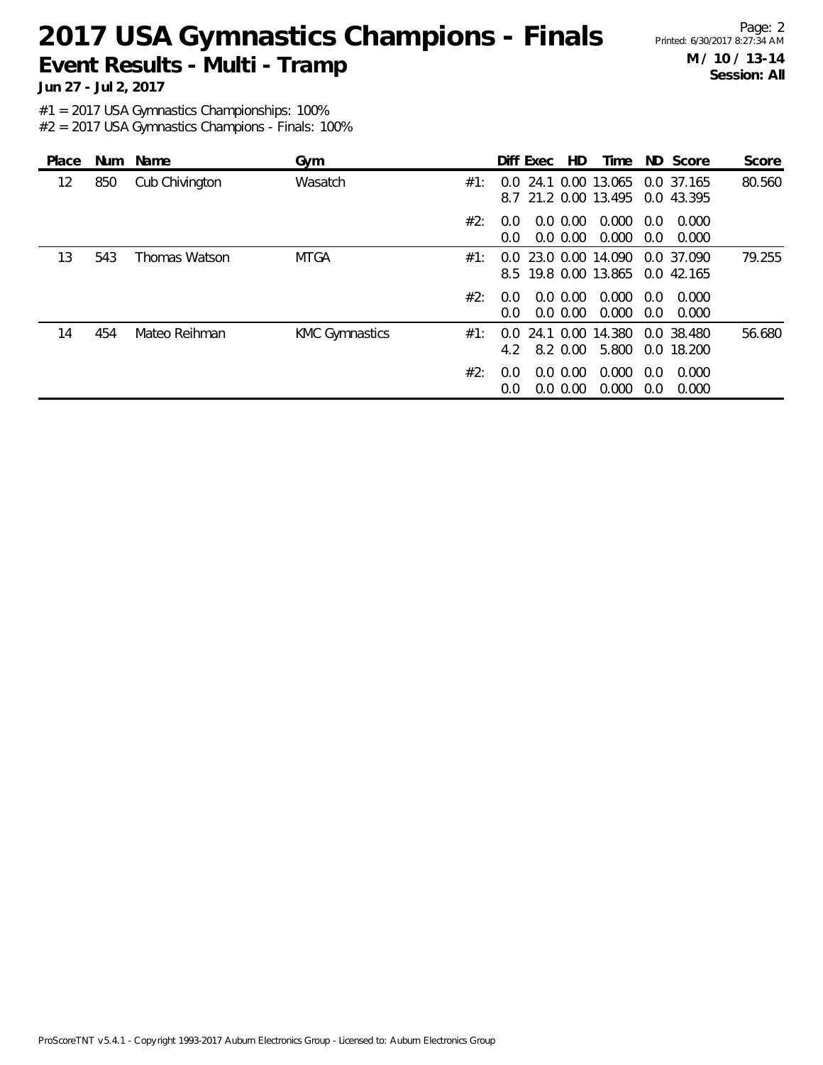# 2017 USA Gymnastics Champions - Finals

## Event Results - Multi - Tramp

**Jun 27 - Jul 2, 2017**

**M / 10 / 13-14**
**Session: All**

#1 = 2017 USA Gymnastics Championships: 100%
#2 = 2017 USA Gymnastics Champions - Finals: 100%

| Place | Num | Name | Gym | | Diff | Exec | HD | Time | ND | Score | Score |
|---|---|---|---|---|---|---|---|---|---|---|---|
| 12 | 850 | Cub Chivington | Wasatch | #1: | 0.0 | 24.1 | 0.00 | 13.065 | 0.0 | 37.165 | 80.560 |
| | | | | | 8.7 | 21.2 | 0.00 | 13.495 | 0.0 | 43.395 | |
| | | | | #2: | 0.0 | 0.0 | 0.00 | 0.000 | 0.0 | 0.000 | |
| | | | | | 0.0 | 0.0 | 0.00 | 0.000 | 0.0 | 0.000 | |
| 13 | 543 | Thomas Watson | MTGA | #1: | 0.0 | 23.0 | 0.00 | 14.090 | 0.0 | 37.090 | 79.255 |
| | | | | | 8.5 | 19.8 | 0.00 | 13.865 | 0.0 | 42.165 | |
| | | | | #2: | 0.0 | 0.0 | 0.00 | 0.000 | 0.0 | 0.000 | |
| | | | | | 0.0 | 0.0 | 0.00 | 0.000 | 0.0 | 0.000 | |
| 14 | 454 | Mateo Reihman | KMC Gymnastics | #1: | 0.0 | 24.1 | 0.00 | 14.380 | 0.0 | 38.480 | 56.680 |
| | | | | | 4.2 | 8.2 | 0.00 | 5.800 | 0.0 | 18.200 | |
| | | | | #2: | 0.0 | 0.0 | 0.00 | 0.000 | 0.0 | 0.000 | |
| | | | | | 0.0 | 0.0 | 0.00 | 0.000 | 0.0 | 0.000 | |

ProScoreTNT v5.4.1 - Copyright 1993-2017 Auburn Electronics Group - Licensed to: Auburn Electronics Group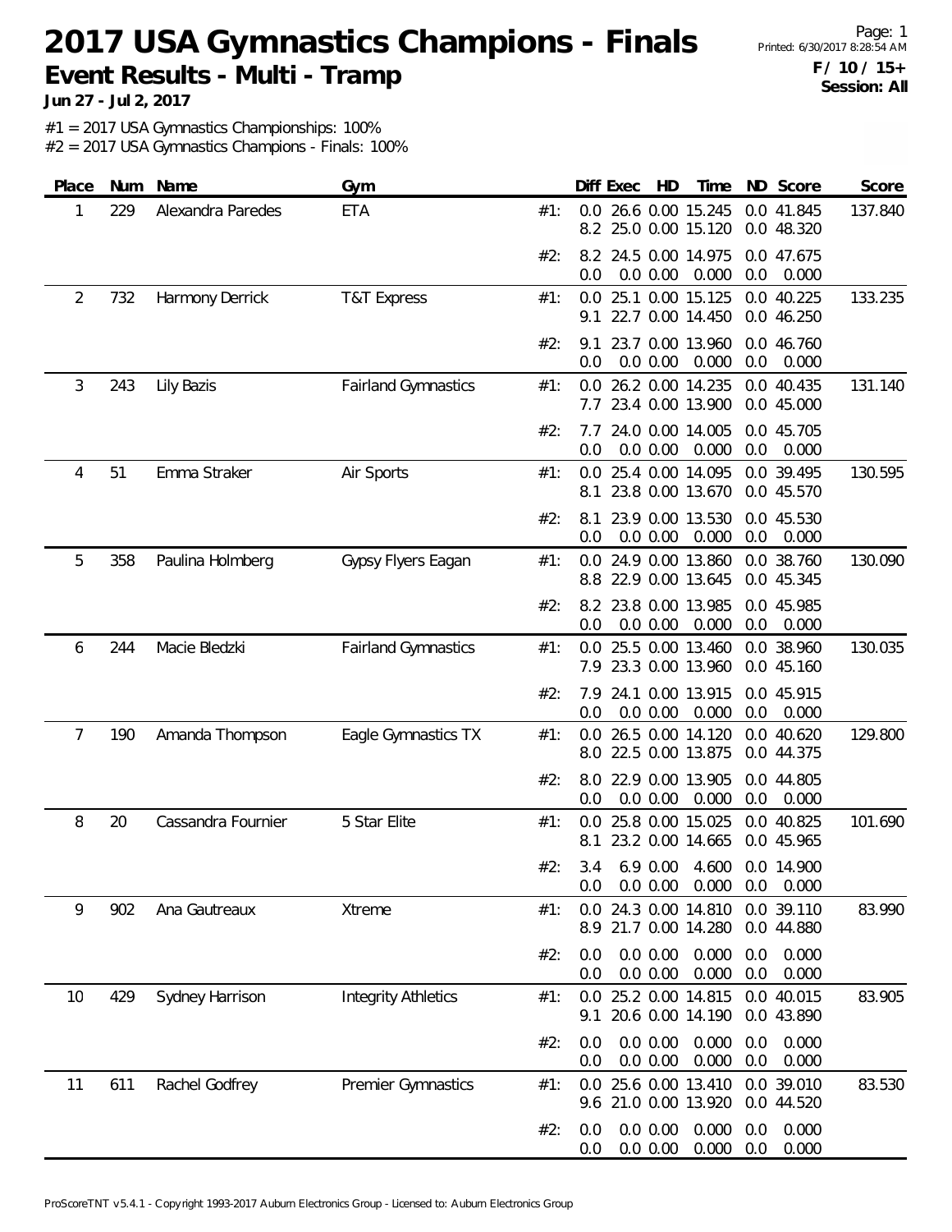# 2017 USA Gymnastics Champions - Finals

## Event Results - Multi - Tramp

**Jun 27 - Jul 2, 2017**

**F / 10 / 15+**
**Session: All**

#1 = 2017 USA Gymnastics Championships: 100%
#2 = 2017 USA Gymnastics Champions - Finals: 100%

| Place | Num | Name | Gym | | Diff | Exec | HD | Time | ND | Score | Score |
|---|---|---|---|---|---|---|---|---|---|---|---|
| 1 | 229 | Alexandra Paredes | ETA | #1: | 0.0 | 26.6 | 0.00 | 15.245 | 0.0 | 41.845 | 137.840 |
| | | | | | 8.2 | 25.0 | 0.00 | 15.120 | 0.0 | 48.320 | |
| | | | | #2: | 8.2 | 24.5 | 0.00 | 14.975 | 0.0 | 47.675 | |
| | | | | | 0.0 | 0.0 | 0.00 | 0.000 | 0.0 | 0.000 | |
| 2 | 732 | Harmony Derrick | T&T Express | #1: | 0.0 | 25.1 | 0.00 | 15.125 | 0.0 | 40.225 | 133.235 |
| | | | | | 9.1 | 22.7 | 0.00 | 14.450 | 0.0 | 46.250 | |
| | | | | #2: | 9.1 | 23.7 | 0.00 | 13.960 | 0.0 | 46.760 | |
| | | | | | 0.0 | 0.0 | 0.00 | 0.000 | 0.0 | 0.000 | |
| 3 | 243 | Lily Bazis | Fairland Gymnastics | #1: | 0.0 | 26.2 | 0.00 | 14.235 | 0.0 | 40.435 | 131.140 |
| | | | | | 7.7 | 23.4 | 0.00 | 13.900 | 0.0 | 45.000 | |
| | | | | #2: | 7.7 | 24.0 | 0.00 | 14.005 | 0.0 | 45.705 | |
| | | | | | 0.0 | 0.0 | 0.00 | 0.000 | 0.0 | 0.000 | |
| 4 | 51 | Emma Straker | Air Sports | #1: | 0.0 | 25.4 | 0.00 | 14.095 | 0.0 | 39.495 | 130.595 |
| | | | | | 8.1 | 23.8 | 0.00 | 13.670 | 0.0 | 45.570 | |
| | | | | #2: | 8.1 | 23.9 | 0.00 | 13.530 | 0.0 | 45.530 | |
| | | | | | 0.0 | 0.0 | 0.00 | 0.000 | 0.0 | 0.000 | |
| 5 | 358 | Paulina Holmberg | Gypsy Flyers Eagan | #1: | 0.0 | 24.9 | 0.00 | 13.860 | 0.0 | 38.760 | 130.090 |
| | | | | | 8.8 | 22.9 | 0.00 | 13.645 | 0.0 | 45.345 | |
| | | | | #2: | 8.2 | 23.8 | 0.00 | 13.985 | 0.0 | 45.985 | |
| | | | | | 0.0 | 0.0 | 0.00 | 0.000 | 0.0 | 0.000 | |
| 6 | 244 | Macie Bledzki | Fairland Gymnastics | #1: | 0.0 | 25.5 | 0.00 | 13.460 | 0.0 | 38.960 | 130.035 |
| | | | | | 7.9 | 23.3 | 0.00 | 13.960 | 0.0 | 45.160 | |
| | | | | #2: | 7.9 | 24.1 | 0.00 | 13.915 | 0.0 | 45.915 | |
| | | | | | 0.0 | 0.0 | 0.00 | 0.000 | 0.0 | 0.000 | |
| 7 | 190 | Amanda Thompson | Eagle Gymnastics TX | #1: | 0.0 | 26.5 | 0.00 | 14.120 | 0.0 | 40.620 | 129.800 |
| | | | | | 8.0 | 22.5 | 0.00 | 13.875 | 0.0 | 44.375 | |
| | | | | #2: | 8.0 | 22.9 | 0.00 | 13.905 | 0.0 | 44.805 | |
| | | | | | 0.0 | 0.0 | 0.00 | 0.000 | 0.0 | 0.000 | |
| 8 | 20 | Cassandra Fournier | 5 Star Elite | #1: | 0.0 | 25.8 | 0.00 | 15.025 | 0.0 | 40.825 | 101.690 |
| | | | | | 8.1 | 23.2 | 0.00 | 14.665 | 0.0 | 45.965 | |
| | | | | #2: | 3.4 | 6.9 | 0.00 | 4.600 | 0.0 | 14.900 | |
| | | | | | 0.0 | 0.0 | 0.00 | 0.000 | 0.0 | 0.000 | |
| 9 | 902 | Ana Gautreaux | Xtreme | #1: | 0.0 | 24.3 | 0.00 | 14.810 | 0.0 | 39.110 | 83.990 |
| | | | | | 8.9 | 21.7 | 0.00 | 14.280 | 0.0 | 44.880 | |
| | | | | #2: | 0.0 | 0.0 | 0.00 | 0.000 | 0.0 | 0.000 | |
| | | | | | 0.0 | 0.0 | 0.00 | 0.000 | 0.0 | 0.000 | |
| 10 | 429 | Sydney Harrison | Integrity Athletics | #1: | 0.0 | 25.2 | 0.00 | 14.815 | 0.0 | 40.015 | 83.905 |
| | | | | | 9.1 | 20.6 | 0.00 | 14.190 | 0.0 | 43.890 | |
| | | | | #2: | 0.0 | 0.0 | 0.00 | 0.000 | 0.0 | 0.000 | |
| | | | | | 0.0 | 0.0 | 0.00 | 0.000 | 0.0 | 0.000 | |
| 11 | 611 | Rachel Godfrey | Premier Gymnastics | #1: | 0.0 | 25.6 | 0.00 | 13.410 | 0.0 | 39.010 | 83.530 |
| | | | | | 9.6 | 21.0 | 0.00 | 13.920 | 0.0 | 44.520 | |
| | | | | #2: | 0.0 | 0.0 | 0.00 | 0.000 | 0.0 | 0.000 | |
| | | | | | 0.0 | 0.0 | 0.00 | 0.000 | 0.0 | 0.000 | |

ProScoreTNT v5.4.1 - Copyright 1993-2017 Auburn Electronics Group - Licensed to: Auburn Electronics Group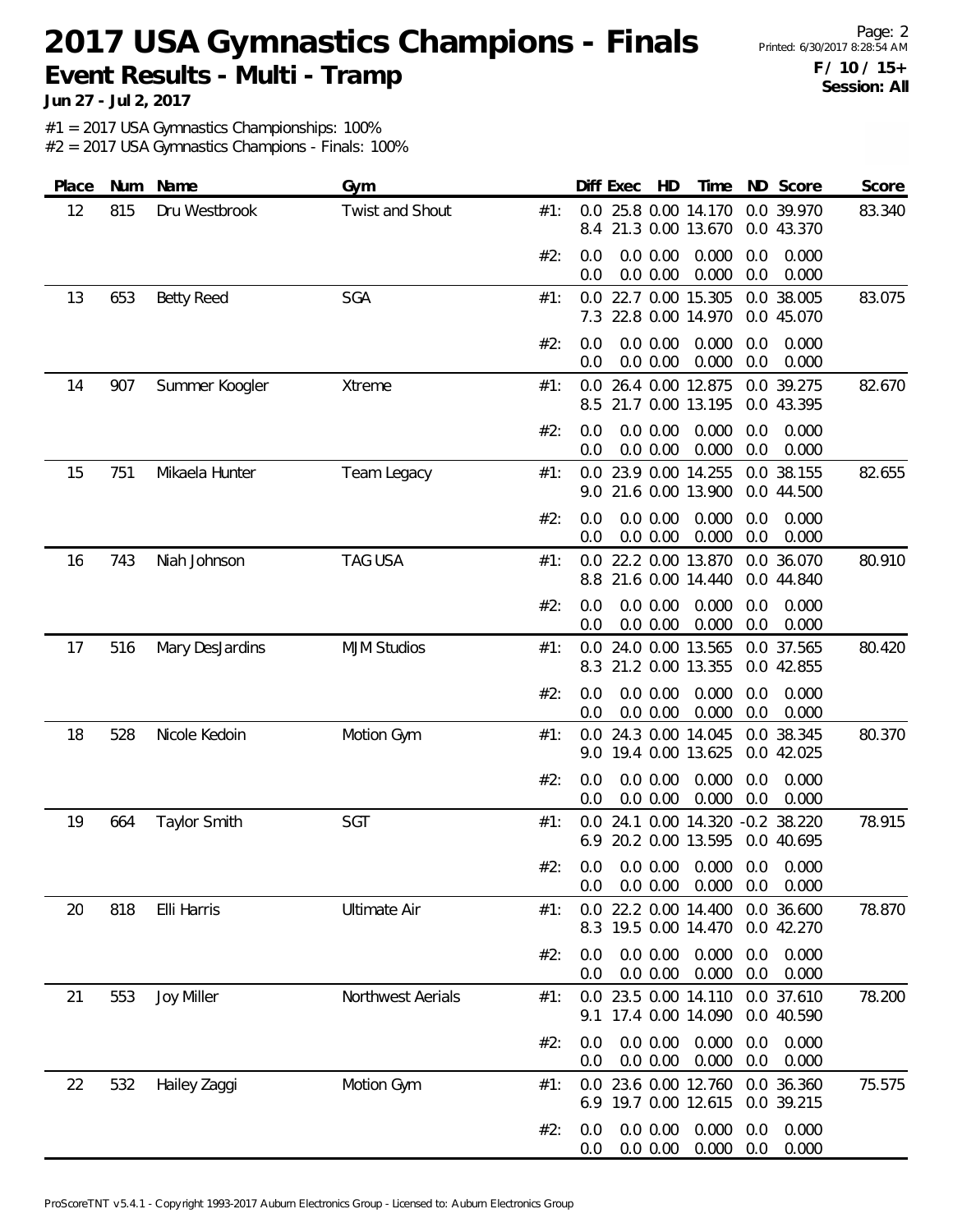# 2017 USA Gymnastics Champions - Finals

**Event Results - Multi - Tramp**

**Jun 27 - Jul 2, 2017**

**F / 10 / 15+**
**Session: All**

#1 = 2017 USA Gymnastics Championships: 100%
#2 = 2017 USA Gymnastics Champions - Finals: 100%

| Place | Num | Name | Gym | | Diff | Exec | HD | Time | ND | Score | Score |
|---|---|---|---|---|---|---|---|---|---|---|---|
| 12 | 815 | Dru Westbrook | Twist and Shout | #1: | 0.0 | 25.8 | 0.00 | 14.170 | 0.0 | 39.970 | 83.340 |
| | | | | | 8.4 | 21.3 | 0.00 | 13.670 | 0.0 | 43.370 | |
| | | | | #2: | 0.0 | 0.0 | 0.00 | 0.000 | 0.0 | 0.000 | |
| | | | | | 0.0 | 0.0 | 0.00 | 0.000 | 0.0 | 0.000 | |
| 13 | 653 | Betty Reed | SGA | #1: | 0.0 | 22.7 | 0.00 | 15.305 | 0.0 | 38.005 | 83.075 |
| | | | | | 7.3 | 22.8 | 0.00 | 14.970 | 0.0 | 45.070 | |
| | | | | #2: | 0.0 | 0.0 | 0.00 | 0.000 | 0.0 | 0.000 | |
| | | | | | 0.0 | 0.0 | 0.00 | 0.000 | 0.0 | 0.000 | |
| 14 | 907 | Summer Koogler | Xtreme | #1: | 0.0 | 26.4 | 0.00 | 12.875 | 0.0 | 39.275 | 82.670 |
| | | | | | 8.5 | 21.7 | 0.00 | 13.195 | 0.0 | 43.395 | |
| | | | | #2: | 0.0 | 0.0 | 0.00 | 0.000 | 0.0 | 0.000 | |
| | | | | | 0.0 | 0.0 | 0.00 | 0.000 | 0.0 | 0.000 | |
| 15 | 751 | Mikaela Hunter | Team Legacy | #1: | 0.0 | 23.9 | 0.00 | 14.255 | 0.0 | 38.155 | 82.655 |
| | | | | | 9.0 | 21.6 | 0.00 | 13.900 | 0.0 | 44.500 | |
| | | | | #2: | 0.0 | 0.0 | 0.00 | 0.000 | 0.0 | 0.000 | |
| | | | | | 0.0 | 0.0 | 0.00 | 0.000 | 0.0 | 0.000 | |
| 16 | 743 | Niah Johnson | TAG USA | #1: | 0.0 | 22.2 | 0.00 | 13.870 | 0.0 | 36.070 | 80.910 |
| | | | | | 8.8 | 21.6 | 0.00 | 14.440 | 0.0 | 44.840 | |
| | | | | #2: | 0.0 | 0.0 | 0.00 | 0.000 | 0.0 | 0.000 | |
| | | | | | 0.0 | 0.0 | 0.00 | 0.000 | 0.0 | 0.000 | |
| 17 | 516 | Mary DesJardins | MJM Studios | #1: | 0.0 | 24.0 | 0.00 | 13.565 | 0.0 | 37.565 | 80.420 |
| | | | | | 8.3 | 21.2 | 0.00 | 13.355 | 0.0 | 42.855 | |
| | | | | #2: | 0.0 | 0.0 | 0.00 | 0.000 | 0.0 | 0.000 | |
| | | | | | 0.0 | 0.0 | 0.00 | 0.000 | 0.0 | 0.000 | |
| 18 | 528 | Nicole Kedoin | Motion Gym | #1: | 0.0 | 24.3 | 0.00 | 14.045 | 0.0 | 38.345 | 80.370 |
| | | | | | 9.0 | 19.4 | 0.00 | 13.625 | 0.0 | 42.025 | |
| | | | | #2: | 0.0 | 0.0 | 0.00 | 0.000 | 0.0 | 0.000 | |
| | | | | | 0.0 | 0.0 | 0.00 | 0.000 | 0.0 | 0.000 | |
| 19 | 664 | Taylor Smith | SGT | #1: | 0.0 | 24.1 | 0.00 | 14.320 | -0.2 | 38.220 | 78.915 |
| | | | | | 6.9 | 20.2 | 0.00 | 13.595 | 0.0 | 40.695 | |
| | | | | #2: | 0.0 | 0.0 | 0.00 | 0.000 | 0.0 | 0.000 | |
| | | | | | 0.0 | 0.0 | 0.00 | 0.000 | 0.0 | 0.000 | |
| 20 | 818 | Elli Harris | Ultimate Air | #1: | 0.0 | 22.2 | 0.00 | 14.400 | 0.0 | 36.600 | 78.870 |
| | | | | | 8.3 | 19.5 | 0.00 | 14.470 | 0.0 | 42.270 | |
| | | | | #2: | 0.0 | 0.0 | 0.00 | 0.000 | 0.0 | 0.000 | |
| | | | | | 0.0 | 0.0 | 0.00 | 0.000 | 0.0 | 0.000 | |
| 21 | 553 | Joy Miller | Northwest Aerials | #1: | 0.0 | 23.5 | 0.00 | 14.110 | 0.0 | 37.610 | 78.200 |
| | | | | | 9.1 | 17.4 | 0.00 | 14.090 | 0.0 | 40.590 | |
| | | | | #2: | 0.0 | 0.0 | 0.00 | 0.000 | 0.0 | 0.000 | |
| | | | | | 0.0 | 0.0 | 0.00 | 0.000 | 0.0 | 0.000 | |
| 22 | 532 | Hailey Zaggi | Motion Gym | #1: | 0.0 | 23.6 | 0.00 | 12.760 | 0.0 | 36.360 | 75.575 |
| | | | | | 6.9 | 19.7 | 0.00 | 12.615 | 0.0 | 39.215 | |
| | | | | #2: | 0.0 | 0.0 | 0.00 | 0.000 | 0.0 | 0.000 | |
| | | | | | 0.0 | 0.0 | 0.00 | 0.000 | 0.0 | 0.000 | |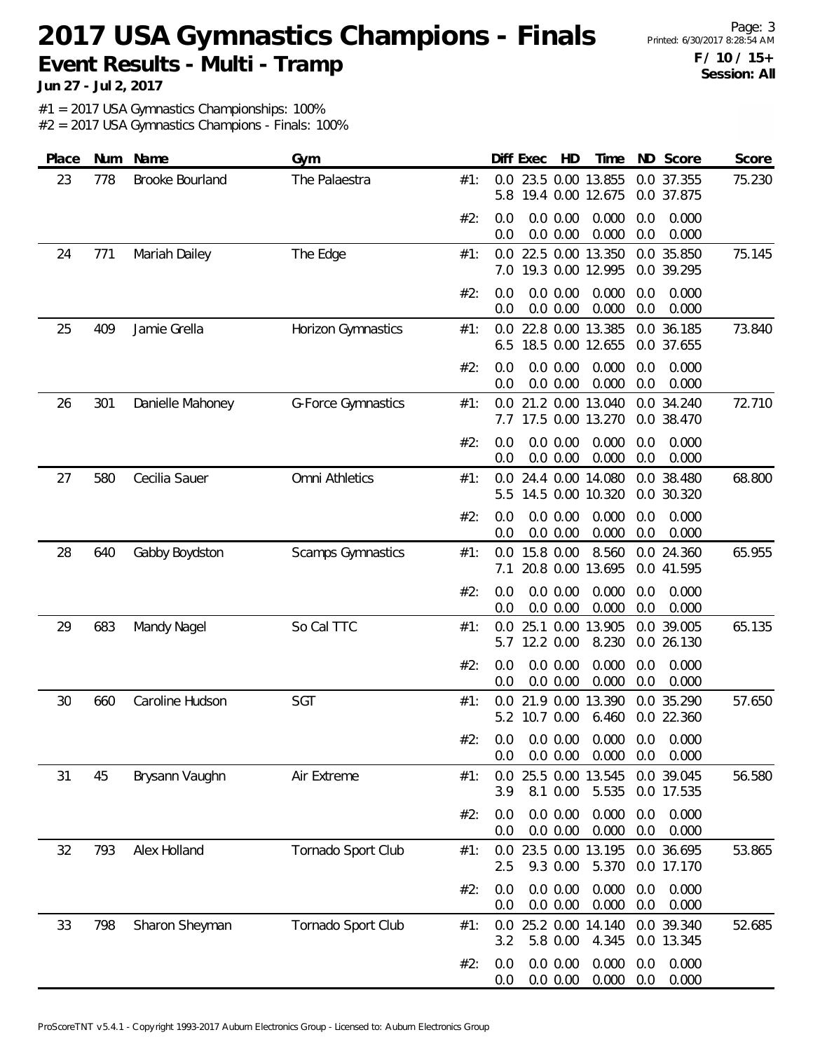# 2017 USA Gymnastics Champions - Finals

## Event Results - Multi - Tramp

**Jun 27 - Jul 2, 2017**

**F / 10 / 15+**
**Session: All**

#1 = 2017 USA Gymnastics Championships: 100%
#2 = 2017 USA Gymnastics Champions - Finals: 100%

| Place | Num | Name | Gym | | Diff | Exec | HD | Time | ND | Score | Score |
|---|---|---|---|---|---|---|---|---|---|---|---|
| 23 | 778 | Brooke Bourland | The Palaestra | #1: | 0.0 | 23.5 | 0.00 | 13.855 | 0.0 | 37.355 | 75.230 |
| | | | | | 5.8 | 19.4 | 0.00 | 12.675 | 0.0 | 37.875 | |
| | | | | #2: | 0.0 | 0.0 | 0.00 | 0.000 | 0.0 | 0.000 | |
| | | | | | 0.0 | 0.0 | 0.00 | 0.000 | 0.0 | 0.000 | |
| 24 | 771 | Mariah Dailey | The Edge | #1: | 0.0 | 22.5 | 0.00 | 13.350 | 0.0 | 35.850 | 75.145 |
| | | | | | 7.0 | 19.3 | 0.00 | 12.995 | 0.0 | 39.295 | |
| | | | | #2: | 0.0 | 0.0 | 0.00 | 0.000 | 0.0 | 0.000 | |
| | | | | | 0.0 | 0.0 | 0.00 | 0.000 | 0.0 | 0.000 | |
| 25 | 409 | Jamie Grella | Horizon Gymnastics | #1: | 0.0 | 22.8 | 0.00 | 13.385 | 0.0 | 36.185 | 73.840 |
| | | | | | 6.5 | 18.5 | 0.00 | 12.655 | 0.0 | 37.655 | |
| | | | | #2: | 0.0 | 0.0 | 0.00 | 0.000 | 0.0 | 0.000 | |
| | | | | | 0.0 | 0.0 | 0.00 | 0.000 | 0.0 | 0.000 | |
| 26 | 301 | Danielle Mahoney | G-Force Gymnastics | #1: | 0.0 | 21.2 | 0.00 | 13.040 | 0.0 | 34.240 | 72.710 |
| | | | | | 7.7 | 17.5 | 0.00 | 13.270 | 0.0 | 38.470 | |
| | | | | #2: | 0.0 | 0.0 | 0.00 | 0.000 | 0.0 | 0.000 | |
| | | | | | 0.0 | 0.0 | 0.00 | 0.000 | 0.0 | 0.000 | |
| 27 | 580 | Cecilia Sauer | Omni Athletics | #1: | 0.0 | 24.4 | 0.00 | 14.080 | 0.0 | 38.480 | 68.800 |
| | | | | | 5.5 | 14.5 | 0.00 | 10.320 | 0.0 | 30.320 | |
| | | | | #2: | 0.0 | 0.0 | 0.00 | 0.000 | 0.0 | 0.000 | |
| | | | | | 0.0 | 0.0 | 0.00 | 0.000 | 0.0 | 0.000 | |
| 28 | 640 | Gabby Boydston | Scamps Gymnastics | #1: | 0.0 | 15.8 | 0.00 | 8.560 | 0.0 | 24.360 | 65.955 |
| | | | | | 7.1 | 20.8 | 0.00 | 13.695 | 0.0 | 41.595 | |
| | | | | #2: | 0.0 | 0.0 | 0.00 | 0.000 | 0.0 | 0.000 | |
| | | | | | 0.0 | 0.0 | 0.00 | 0.000 | 0.0 | 0.000 | |
| 29 | 683 | Mandy Nagel | So Cal TTC | #1: | 0.0 | 25.1 | 0.00 | 13.905 | 0.0 | 39.005 | 65.135 |
| | | | | | 5.7 | 12.2 | 0.00 | 8.230 | 0.0 | 26.130 | |
| | | | | #2: | 0.0 | 0.0 | 0.00 | 0.000 | 0.0 | 0.000 | |
| | | | | | 0.0 | 0.0 | 0.00 | 0.000 | 0.0 | 0.000 | |
| 30 | 660 | Caroline Hudson | SGT | #1: | 0.0 | 21.9 | 0.00 | 13.390 | 0.0 | 35.290 | 57.650 |
| | | | | | 5.2 | 10.7 | 0.00 | 6.460 | 0.0 | 22.360 | |
| | | | | #2: | 0.0 | 0.0 | 0.00 | 0.000 | 0.0 | 0.000 | |
| | | | | | 0.0 | 0.0 | 0.00 | 0.000 | 0.0 | 0.000 | |
| 31 | 45 | Brysann Vaughn | Air Extreme | #1: | 0.0 | 25.5 | 0.00 | 13.545 | 0.0 | 39.045 | 56.580 |
| | | | | | 3.9 | 8.1 | 0.00 | 5.535 | 0.0 | 17.535 | |
| | | | | #2: | 0.0 | 0.0 | 0.00 | 0.000 | 0.0 | 0.000 | |
| | | | | | 0.0 | 0.0 | 0.00 | 0.000 | 0.0 | 0.000 | |
| 32 | 793 | Alex Holland | Tornado Sport Club | #1: | 0.0 | 23.5 | 0.00 | 13.195 | 0.0 | 36.695 | 53.865 |
| | | | | | 2.5 | 9.3 | 0.00 | 5.370 | 0.0 | 17.170 | |
| | | | | #2: | 0.0 | 0.0 | 0.00 | 0.000 | 0.0 | 0.000 | |
| | | | | | 0.0 | 0.0 | 0.00 | 0.000 | 0.0 | 0.000 | |
| 33 | 798 | Sharon Sheyman | Tornado Sport Club | #1: | 0.0 | 25.2 | 0.00 | 14.140 | 0.0 | 39.340 | 52.685 |
| | | | | | 3.2 | 5.8 | 0.00 | 4.345 | 0.0 | 13.345 | |
| | | | | #2: | 0.0 | 0.0 | 0.00 | 0.000 | 0.0 | 0.000 | |
| | | | | | 0.0 | 0.0 | 0.00 | 0.000 | 0.0 | 0.000 | |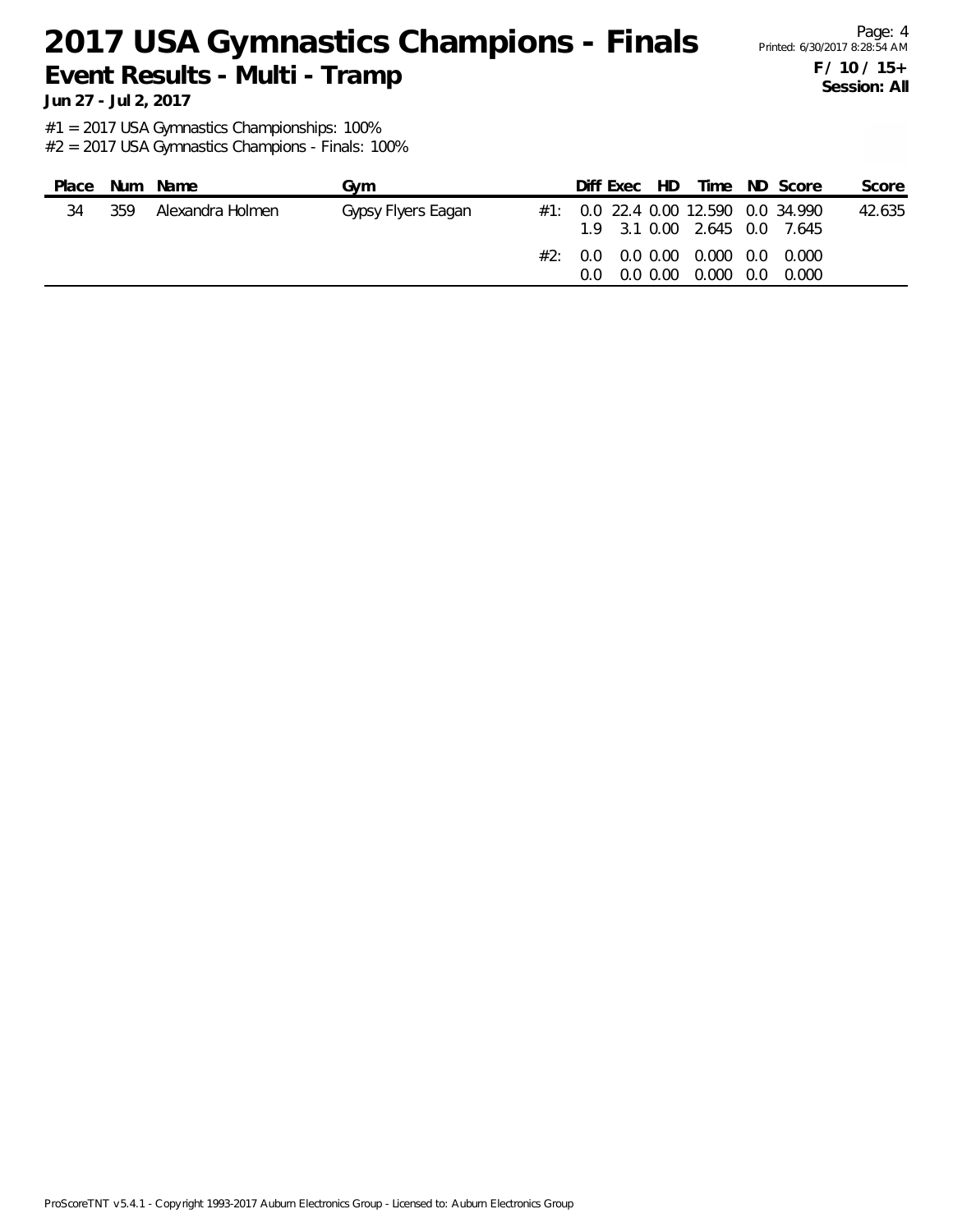# 2017 USA Gymnastics Champions - Finals

## Event Results - Multi - Tramp

**Jun 27 - Jul 2, 2017**

**F / 10 / 15+**
**Session: All**

#1 = 2017 USA Gymnastics Championships: 100%
#2 = 2017 USA Gymnastics Champions - Finals: 100%

| Place | Num | Name | Gym | | Diff | Exec | HD | Time | ND | Score | Score |
|---|---|---|---|---|---|---|---|---|---|---|---|
| 34 | 359 | Alexandra Holmen | Gypsy Flyers Eagan | #1: | 0.0 | 22.4 | 0.00 | 12.590 | 0.0 | 34.990 | 42.635 |
| | | | | | 1.9 | 3.1 | 0.00 | 2.645 | 0.0 | 7.645 | |
| | | | | #2: | 0.0 | 0.0 | 0.00 | 0.000 | 0.0 | 0.000 | |
| | | | | | 0.0 | 0.0 | 0.00 | 0.000 | 0.0 | 0.000 | |

ProScoreTNT v5.4.1 - Copyright 1993-2017 Auburn Electronics Group - Licensed to: Auburn Electronics Group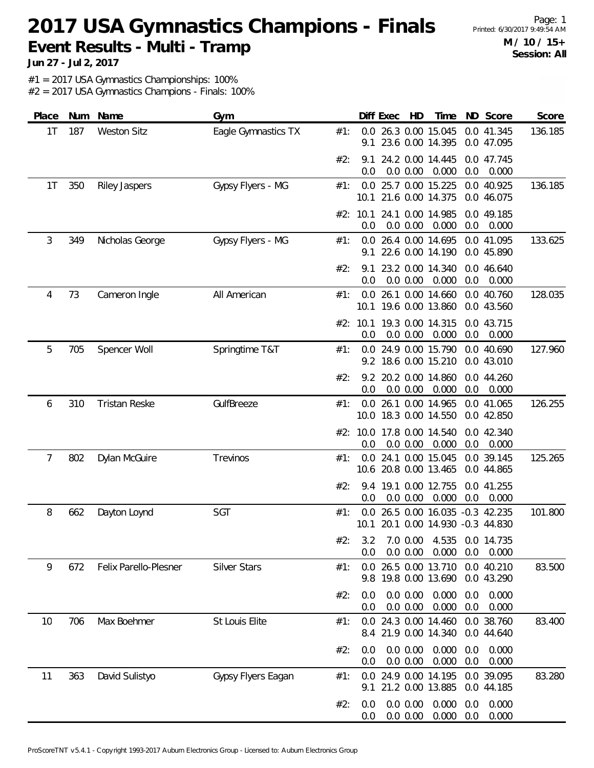# 2017 USA Gymnastics Champions - Finals

## Event Results - Multi - Tramp

**Jun 27 - Jul 2, 2017**

**M / 10 / 15+**
**Session: All**

#1 = 2017 USA Gymnastics Championships: 100%
#2 = 2017 USA Gymnastics Champions - Finals: 100%

| Place | Num | Name | Gym | | Diff | Exec | HD | Time | ND | Score | Score |
|---|---|---|---|---|---|---|---|---|---|---|---|
| 1T | 187 | Weston Sitz | Eagle Gymnastics TX | #1: | 0.0 | 26.3 | 0.00 | 15.045 | 0.0 | 41.345 | 136.185 |
| | | | | | 9.1 | 23.6 | 0.00 | 14.395 | 0.0 | 47.095 | |
| | | | | #2: | 9.1 | 24.2 | 0.00 | 14.445 | 0.0 | 47.745 | |
| | | | | | 0.0 | 0.0 | 0.00 | 0.000 | 0.0 | 0.000 | |
| 1T | 350 | Riley Jaspers | Gypsy Flyers - MG | #1: | 0.0 | 25.7 | 0.00 | 15.225 | 0.0 | 40.925 | 136.185 |
| | | | | | 10.1 | 21.6 | 0.00 | 14.375 | 0.0 | 46.075 | |
| | | | | #2: | 10.1 | 24.1 | 0.00 | 14.985 | 0.0 | 49.185 | |
| | | | | | 0.0 | 0.0 | 0.00 | 0.000 | 0.0 | 0.000 | |
| 3 | 349 | Nicholas George | Gypsy Flyers - MG | #1: | 0.0 | 26.4 | 0.00 | 14.695 | 0.0 | 41.095 | 133.625 |
| | | | | | 9.1 | 22.6 | 0.00 | 14.190 | 0.0 | 45.890 | |
| | | | | #2: | 9.1 | 23.2 | 0.00 | 14.340 | 0.0 | 46.640 | |
| | | | | | 0.0 | 0.0 | 0.00 | 0.000 | 0.0 | 0.000 | |
| 4 | 73 | Cameron Ingle | All American | #1: | 0.0 | 26.1 | 0.00 | 14.660 | 0.0 | 40.760 | 128.035 |
| | | | | | 10.1 | 19.6 | 0.00 | 13.860 | 0.0 | 43.560 | |
| | | | | #2: | 10.1 | 19.3 | 0.00 | 14.315 | 0.0 | 43.715 | |
| | | | | | 0.0 | 0.0 | 0.00 | 0.000 | 0.0 | 0.000 | |
| 5 | 705 | Spencer Woll | Springtime T&T | #1: | 0.0 | 24.9 | 0.00 | 15.790 | 0.0 | 40.690 | 127.960 |
| | | | | | 9.2 | 18.6 | 0.00 | 15.210 | 0.0 | 43.010 | |
| | | | | #2: | 9.2 | 20.2 | 0.00 | 14.860 | 0.0 | 44.260 | |
| | | | | | 0.0 | 0.0 | 0.00 | 0.000 | 0.0 | 0.000 | |
| 6 | 310 | Tristan Reske | GulfBreeze | #1: | 0.0 | 26.1 | 0.00 | 14.965 | 0.0 | 41.065 | 126.255 |
| | | | | | 10.0 | 18.3 | 0.00 | 14.550 | 0.0 | 42.850 | |
| | | | | #2: | 10.0 | 17.8 | 0.00 | 14.540 | 0.0 | 42.340 | |
| | | | | | 0.0 | 0.0 | 0.00 | 0.000 | 0.0 | 0.000 | |
| 7 | 802 | Dylan McGuire | Trevinos | #1: | 0.0 | 24.1 | 0.00 | 15.045 | 0.0 | 39.145 | 125.265 |
| | | | | | 10.6 | 20.8 | 0.00 | 13.465 | 0.0 | 44.865 | |
| | | | | #2: | 9.4 | 19.1 | 0.00 | 12.755 | 0.0 | 41.255 | |
| | | | | | 0.0 | 0.0 | 0.00 | 0.000 | 0.0 | 0.000 | |
| 8 | 662 | Dayton Loynd | SGT | #1: | 0.0 | 26.5 | 0.00 | 16.035 | -0.3 | 42.235 | 101.800 |
| | | | | | 10.1 | 20.1 | 0.00 | 14.930 | -0.3 | 44.830 | |
| | | | | #2: | 3.2 | 7.0 | 0.00 | 4.535 | 0.0 | 14.735 | |
| | | | | | 0.0 | 0.0 | 0.00 | 0.000 | 0.0 | 0.000 | |
| 9 | 672 | Felix Parello-Plesner | Silver Stars | #1: | 0.0 | 26.5 | 0.00 | 13.710 | 0.0 | 40.210 | 83.500 |
| | | | | | 9.8 | 19.8 | 0.00 | 13.690 | 0.0 | 43.290 | |
| | | | | #2: | 0.0 | 0.0 | 0.00 | 0.000 | 0.0 | 0.000 | |
| | | | | | 0.0 | 0.0 | 0.00 | 0.000 | 0.0 | 0.000 | |
| 10 | 706 | Max Boehmer | St Louis Elite | #1: | 0.0 | 24.3 | 0.00 | 14.460 | 0.0 | 38.760 | 83.400 |
| | | | | | 8.4 | 21.9 | 0.00 | 14.340 | 0.0 | 44.640 | |
| | | | | #2: | 0.0 | 0.0 | 0.00 | 0.000 | 0.0 | 0.000 | |
| | | | | | 0.0 | 0.0 | 0.00 | 0.000 | 0.0 | 0.000 | |
| 11 | 363 | David Sulistyo | Gypsy Flyers Eagan | #1: | 0.0 | 24.9 | 0.00 | 14.195 | 0.0 | 39.095 | 83.280 |
| | | | | | 9.1 | 21.2 | 0.00 | 13.885 | 0.0 | 44.185 | |
| | | | | #2: | 0.0 | 0.0 | 0.00 | 0.000 | 0.0 | 0.000 | |
| | | | | | 0.0 | 0.0 | 0.00 | 0.000 | 0.0 | 0.000 | |

ProScoreTNT v5.4.1 - Copyright 1993-2017 Auburn Electronics Group - Licensed to: Auburn Electronics Group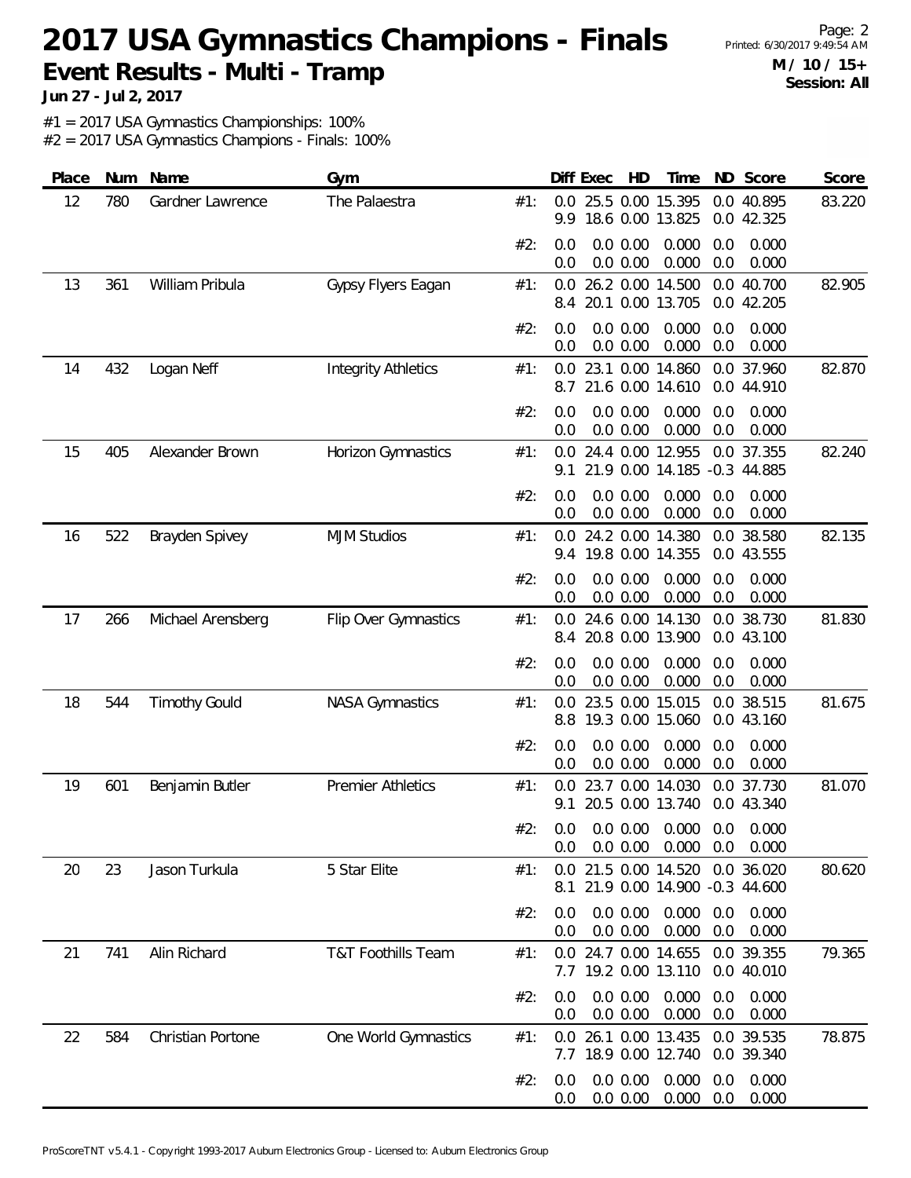# 2017 USA Gymnastics Champions - Finals

**Event Results - Multi - Tramp**

**Jun 27 - Jul 2, 2017**

**M / 10 / 15+**
**Session: All**

#1 = 2017 USA Gymnastics Championships: 100%
#2 = 2017 USA Gymnastics Champions - Finals: 100%

| Place | Num | Name | Gym | | Diff | Exec | HD | Time | ND | Score | Score |
|---|---|---|---|---|---|---|---|---|---|---|---|
| 12 | 780 | Gardner Lawrence | The Palaestra | #1: | 0.0 | 25.5 | 0.00 | 15.395 | 0.0 | 40.895 | 83.220 |
| | | | | | 9.9 | 18.6 | 0.00 | 13.825 | 0.0 | 42.325 | |
| | | | | #2: | 0.0 | 0.0 | 0.00 | 0.000 | 0.0 | 0.000 | |
| | | | | | 0.0 | 0.0 | 0.00 | 0.000 | 0.0 | 0.000 | |
| 13 | 361 | William Pribula | Gypsy Flyers Eagan | #1: | 0.0 | 26.2 | 0.00 | 14.500 | 0.0 | 40.700 | 82.905 |
| | | | | | 8.4 | 20.1 | 0.00 | 13.705 | 0.0 | 42.205 | |
| | | | | #2: | 0.0 | 0.0 | 0.00 | 0.000 | 0.0 | 0.000 | |
| | | | | | 0.0 | 0.0 | 0.00 | 0.000 | 0.0 | 0.000 | |
| 14 | 432 | Logan Neff | Integrity Athletics | #1: | 0.0 | 23.1 | 0.00 | 14.860 | 0.0 | 37.960 | 82.870 |
| | | | | | 8.7 | 21.6 | 0.00 | 14.610 | 0.0 | 44.910 | |
| | | | | #2: | 0.0 | 0.0 | 0.00 | 0.000 | 0.0 | 0.000 | |
| | | | | | 0.0 | 0.0 | 0.00 | 0.000 | 0.0 | 0.000 | |
| 15 | 405 | Alexander Brown | Horizon Gymnastics | #1: | 0.0 | 24.4 | 0.00 | 12.955 | 0.0 | 37.355 | 82.240 |
| | | | | | 9.1 | 21.9 | 0.00 | 14.185 | -0.3 | 44.885 | |
| | | | | #2: | 0.0 | 0.0 | 0.00 | 0.000 | 0.0 | 0.000 | |
| | | | | | 0.0 | 0.0 | 0.00 | 0.000 | 0.0 | 0.000 | |
| 16 | 522 | Brayden Spivey | MJM Studios | #1: | 0.0 | 24.2 | 0.00 | 14.380 | 0.0 | 38.580 | 82.135 |
| | | | | | 9.4 | 19.8 | 0.00 | 14.355 | 0.0 | 43.555 | |
| | | | | #2: | 0.0 | 0.0 | 0.00 | 0.000 | 0.0 | 0.000 | |
| | | | | | 0.0 | 0.0 | 0.00 | 0.000 | 0.0 | 0.000 | |
| 17 | 266 | Michael Arensberg | Flip Over Gymnastics | #1: | 0.0 | 24.6 | 0.00 | 14.130 | 0.0 | 38.730 | 81.830 |
| | | | | | 8.4 | 20.8 | 0.00 | 13.900 | 0.0 | 43.100 | |
| | | | | #2: | 0.0 | 0.0 | 0.00 | 0.000 | 0.0 | 0.000 | |
| | | | | | 0.0 | 0.0 | 0.00 | 0.000 | 0.0 | 0.000 | |
| 18 | 544 | Timothy Gould | NASA Gymnastics | #1: | 0.0 | 23.5 | 0.00 | 15.015 | 0.0 | 38.515 | 81.675 |
| | | | | | 8.8 | 19.3 | 0.00 | 15.060 | 0.0 | 43.160 | |
| | | | | #2: | 0.0 | 0.0 | 0.00 | 0.000 | 0.0 | 0.000 | |
| | | | | | 0.0 | 0.0 | 0.00 | 0.000 | 0.0 | 0.000 | |
| 19 | 601 | Benjamin Butler | Premier Athletics | #1: | 0.0 | 23.7 | 0.00 | 14.030 | 0.0 | 37.730 | 81.070 |
| | | | | | 9.1 | 20.5 | 0.00 | 13.740 | 0.0 | 43.340 | |
| | | | | #2: | 0.0 | 0.0 | 0.00 | 0.000 | 0.0 | 0.000 | |
| | | | | | 0.0 | 0.0 | 0.00 | 0.000 | 0.0 | 0.000 | |
| 20 | 23 | Jason Turkula | 5 Star Elite | #1: | 0.0 | 21.5 | 0.00 | 14.520 | 0.0 | 36.020 | 80.620 |
| | | | | | 8.1 | 21.9 | 0.00 | 14.900 | -0.3 | 44.600 | |
| | | | | #2: | 0.0 | 0.0 | 0.00 | 0.000 | 0.0 | 0.000 | |
| | | | | | 0.0 | 0.0 | 0.00 | 0.000 | 0.0 | 0.000 | |
| 21 | 741 | Alin Richard | T&T Foothills Team | #1: | 0.0 | 24.7 | 0.00 | 14.655 | 0.0 | 39.355 | 79.365 |
| | | | | | 7.7 | 19.2 | 0.00 | 13.110 | 0.0 | 40.010 | |
| | | | | #2: | 0.0 | 0.0 | 0.00 | 0.000 | 0.0 | 0.000 | |
| | | | | | 0.0 | 0.0 | 0.00 | 0.000 | 0.0 | 0.000 | |
| 22 | 584 | Christian Portone | One World Gymnastics | #1: | 0.0 | 26.1 | 0.00 | 13.435 | 0.0 | 39.535 | 78.875 |
| | | | | | 7.7 | 18.9 | 0.00 | 12.740 | 0.0 | 39.340 | |
| | | | | #2: | 0.0 | 0.0 | 0.00 | 0.000 | 0.0 | 0.000 | |
| | | | | | 0.0 | 0.0 | 0.00 | 0.000 | 0.0 | 0.000 | |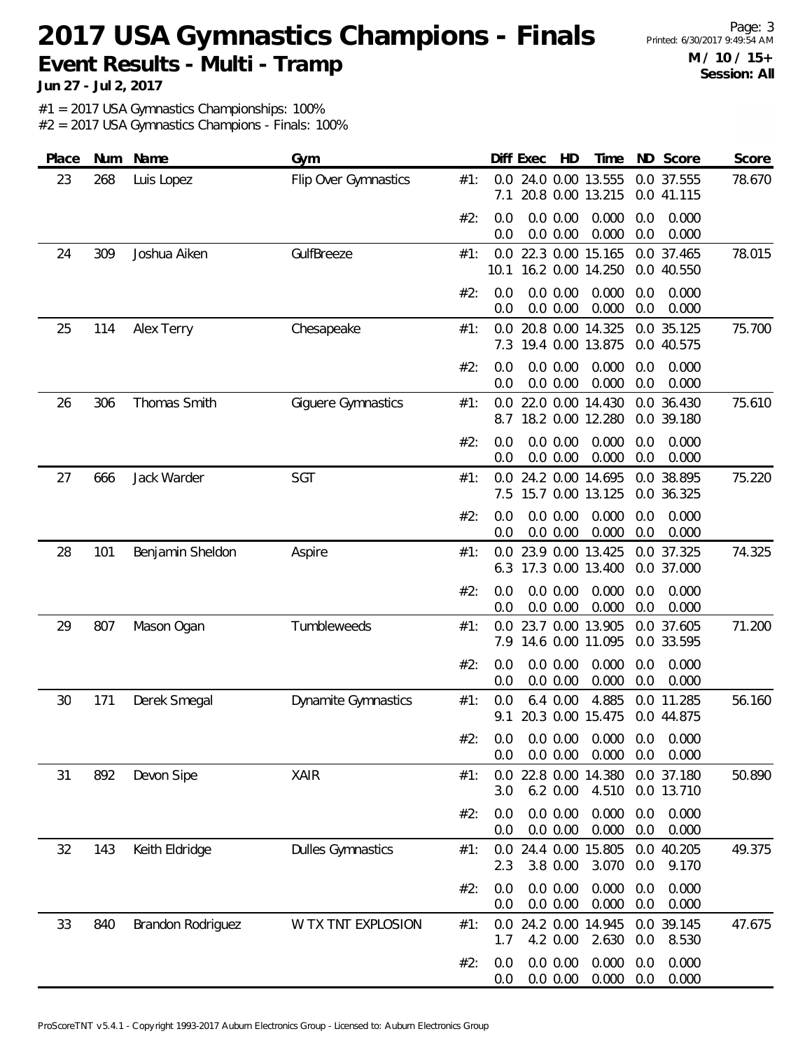# 2017 USA Gymnastics Champions - Finals

## Event Results - Multi - Tramp

**M / 10 / 15+**
**Session: All**

**Jun 27 - Jul 2, 2017**

#1 = 2017 USA Gymnastics Championships: 100%
#2 = 2017 USA Gymnastics Champions - Finals: 100%

| Place | Num | Name | Gym | | Diff | Exec | HD | Time | ND | Score | Score |
|---|---|---|---|---|---|---|---|---|---|---|---|
| 23 | 268 | Luis Lopez | Flip Over Gymnastics | #1: | 0.0 | 24.0 | 0.00 | 13.555 | 0.0 | 37.555 | 78.670 |
| | | | | | 7.1 | 20.8 | 0.00 | 13.215 | 0.0 | 41.115 | |
| | | | | #2: | 0.0 | 0.0 | 0.00 | 0.000 | 0.0 | 0.000 | |
| | | | | | 0.0 | 0.0 | 0.00 | 0.000 | 0.0 | 0.000 | |
| 24 | 309 | Joshua Aiken | GulfBreeze | #1: | 0.0 | 22.3 | 0.00 | 15.165 | 0.0 | 37.465 | 78.015 |
| | | | | | 10.1 | 16.2 | 0.00 | 14.250 | 0.0 | 40.550 | |
| | | | | #2: | 0.0 | 0.0 | 0.00 | 0.000 | 0.0 | 0.000 | |
| | | | | | 0.0 | 0.0 | 0.00 | 0.000 | 0.0 | 0.000 | |
| 25 | 114 | Alex Terry | Chesapeake | #1: | 0.0 | 20.8 | 0.00 | 14.325 | 0.0 | 35.125 | 75.700 |
| | | | | | 7.3 | 19.4 | 0.00 | 13.875 | 0.0 | 40.575 | |
| | | | | #2: | 0.0 | 0.0 | 0.00 | 0.000 | 0.0 | 0.000 | |
| | | | | | 0.0 | 0.0 | 0.00 | 0.000 | 0.0 | 0.000 | |
| 26 | 306 | Thomas Smith | Giguere Gymnastics | #1: | 0.0 | 22.0 | 0.00 | 14.430 | 0.0 | 36.430 | 75.610 |
| | | | | | 8.7 | 18.2 | 0.00 | 12.280 | 0.0 | 39.180 | |
| | | | | #2: | 0.0 | 0.0 | 0.00 | 0.000 | 0.0 | 0.000 | |
| | | | | | 0.0 | 0.0 | 0.00 | 0.000 | 0.0 | 0.000 | |
| 27 | 666 | Jack Warder | SGT | #1: | 0.0 | 24.2 | 0.00 | 14.695 | 0.0 | 38.895 | 75.220 |
| | | | | | 7.5 | 15.7 | 0.00 | 13.125 | 0.0 | 36.325 | |
| | | | | #2: | 0.0 | 0.0 | 0.00 | 0.000 | 0.0 | 0.000 | |
| | | | | | 0.0 | 0.0 | 0.00 | 0.000 | 0.0 | 0.000 | |
| 28 | 101 | Benjamin Sheldon | Aspire | #1: | 0.0 | 23.9 | 0.00 | 13.425 | 0.0 | 37.325 | 74.325 |
| | | | | | 6.3 | 17.3 | 0.00 | 13.400 | 0.0 | 37.000 | |
| | | | | #2: | 0.0 | 0.0 | 0.00 | 0.000 | 0.0 | 0.000 | |
| | | | | | 0.0 | 0.0 | 0.00 | 0.000 | 0.0 | 0.000 | |
| 29 | 807 | Mason Ogan | Tumbleweeds | #1: | 0.0 | 23.7 | 0.00 | 13.905 | 0.0 | 37.605 | 71.200 |
| | | | | | 7.9 | 14.6 | 0.00 | 11.095 | 0.0 | 33.595 | |
| | | | | #2: | 0.0 | 0.0 | 0.00 | 0.000 | 0.0 | 0.000 | |
| | | | | | 0.0 | 0.0 | 0.00 | 0.000 | 0.0 | 0.000 | |
| 30 | 171 | Derek Smegal | Dynamite Gymnastics | #1: | 0.0 | 6.4 | 0.00 | 4.885 | 0.0 | 11.285 | 56.160 |
| | | | | | 9.1 | 20.3 | 0.00 | 15.475 | 0.0 | 44.875 | |
| | | | | #2: | 0.0 | 0.0 | 0.00 | 0.000 | 0.0 | 0.000 | |
| | | | | | 0.0 | 0.0 | 0.00 | 0.000 | 0.0 | 0.000 | |
| 31 | 892 | Devon Sipe | XAIR | #1: | 0.0 | 22.8 | 0.00 | 14.380 | 0.0 | 37.180 | 50.890 |
| | | | | | 3.0 | 6.2 | 0.00 | 4.510 | 0.0 | 13.710 | |
| | | | | #2: | 0.0 | 0.0 | 0.00 | 0.000 | 0.0 | 0.000 | |
| | | | | | 0.0 | 0.0 | 0.00 | 0.000 | 0.0 | 0.000 | |
| 32 | 143 | Keith Eldridge | Dulles Gymnastics | #1: | 0.0 | 24.4 | 0.00 | 15.805 | 0.0 | 40.205 | 49.375 |
| | | | | | 2.3 | 3.8 | 0.00 | 3.070 | 0.0 | 9.170 | |
| | | | | #2: | 0.0 | 0.0 | 0.00 | 0.000 | 0.0 | 0.000 | |
| | | | | | 0.0 | 0.0 | 0.00 | 0.000 | 0.0 | 0.000 | |
| 33 | 840 | Brandon Rodriguez | W TX TNT EXPLOSION | #1: | 0.0 | 24.2 | 0.00 | 14.945 | 0.0 | 39.145 | 47.675 |
| | | | | | 1.7 | 4.2 | 0.00 | 2.630 | 0.0 | 8.530 | |
| | | | | #2: | 0.0 | 0.0 | 0.00 | 0.000 | 0.0 | 0.000 | |
| | | | | | 0.0 | 0.0 | 0.00 | 0.000 | 0.0 | 0.000 | |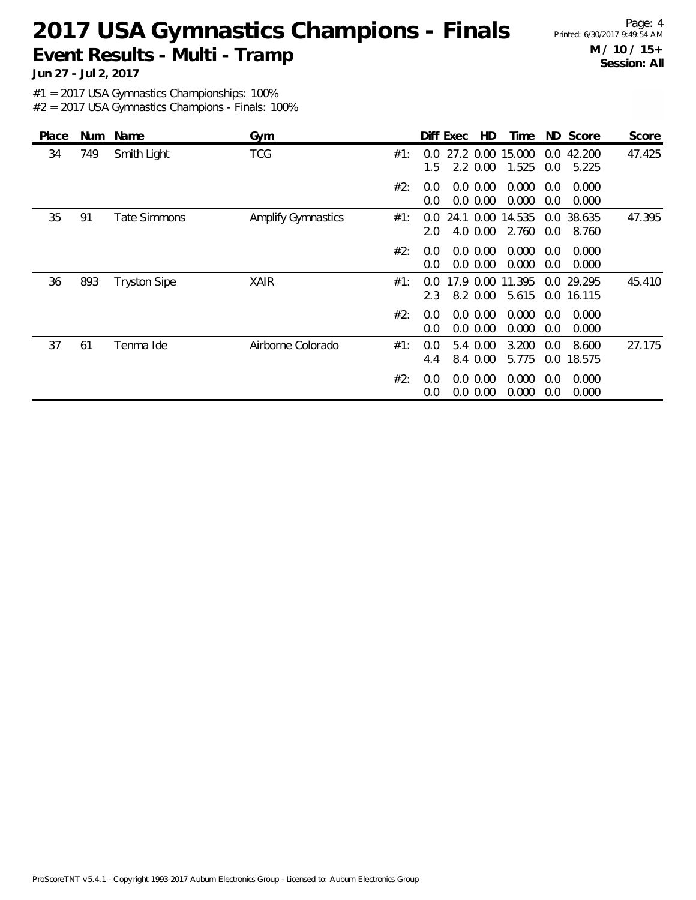# 2017 USA Gymnastics Champions - Finals

## Event Results - Multi - Tramp

**Jun 27 - Jul 2, 2017**

**M / 10 / 15+**
**Session: All**

#1 = 2017 USA Gymnastics Championships: 100%
#2 = 2017 USA Gymnastics Champions - Finals: 100%

| Place | Num | Name | Gym | | Diff | Exec | HD | Time | ND | Score | Score |
|---|---|---|---|---|---|---|---|---|---|---|---|
| 34 | 749 | Smith Light | TCG | #1: | 0.0 | 27.2 | 0.00 | 15.000 | 0.0 | 42.200 | 47.425 |
| | | | | | 1.5 | 2.2 | 0.00 | 1.525 | 0.0 | 5.225 | |
| | | | | #2: | 0.0 | 0.0 | 0.00 | 0.000 | 0.0 | 0.000 | |
| | | | | | 0.0 | 0.0 | 0.00 | 0.000 | 0.0 | 0.000 | |
| 35 | 91 | Tate Simmons | Amplify Gymnastics | #1: | 0.0 | 24.1 | 0.00 | 14.535 | 0.0 | 38.635 | 47.395 |
| | | | | | 2.0 | 4.0 | 0.00 | 2.760 | 0.0 | 8.760 | |
| | | | | #2: | 0.0 | 0.0 | 0.00 | 0.000 | 0.0 | 0.000 | |
| | | | | | 0.0 | 0.0 | 0.00 | 0.000 | 0.0 | 0.000 | |
| 36 | 893 | Tryston Sipe | XAIR | #1: | 0.0 | 17.9 | 0.00 | 11.395 | 0.0 | 29.295 | 45.410 |
| | | | | | 2.3 | 8.2 | 0.00 | 5.615 | 0.0 | 16.115 | |
| | | | | #2: | 0.0 | 0.0 | 0.00 | 0.000 | 0.0 | 0.000 | |
| | | | | | 0.0 | 0.0 | 0.00 | 0.000 | 0.0 | 0.000 | |
| 37 | 61 | Tenma Ide | Airborne Colorado | #1: | 0.0 | 5.4 | 0.00 | 3.200 | 0.0 | 8.600 | 27.175 |
| | | | | | 4.4 | 8.4 | 0.00 | 5.775 | 0.0 | 18.575 | |
| | | | | #2: | 0.0 | 0.0 | 0.00 | 0.000 | 0.0 | 0.000 | |
| | | | | | 0.0 | 0.0 | 0.00 | 0.000 | 0.0 | 0.000 | |

ProScoreTNT v5.4.1 - Copyright 1993-2017 Auburn Electronics Group - Licensed to: Auburn Electronics Group